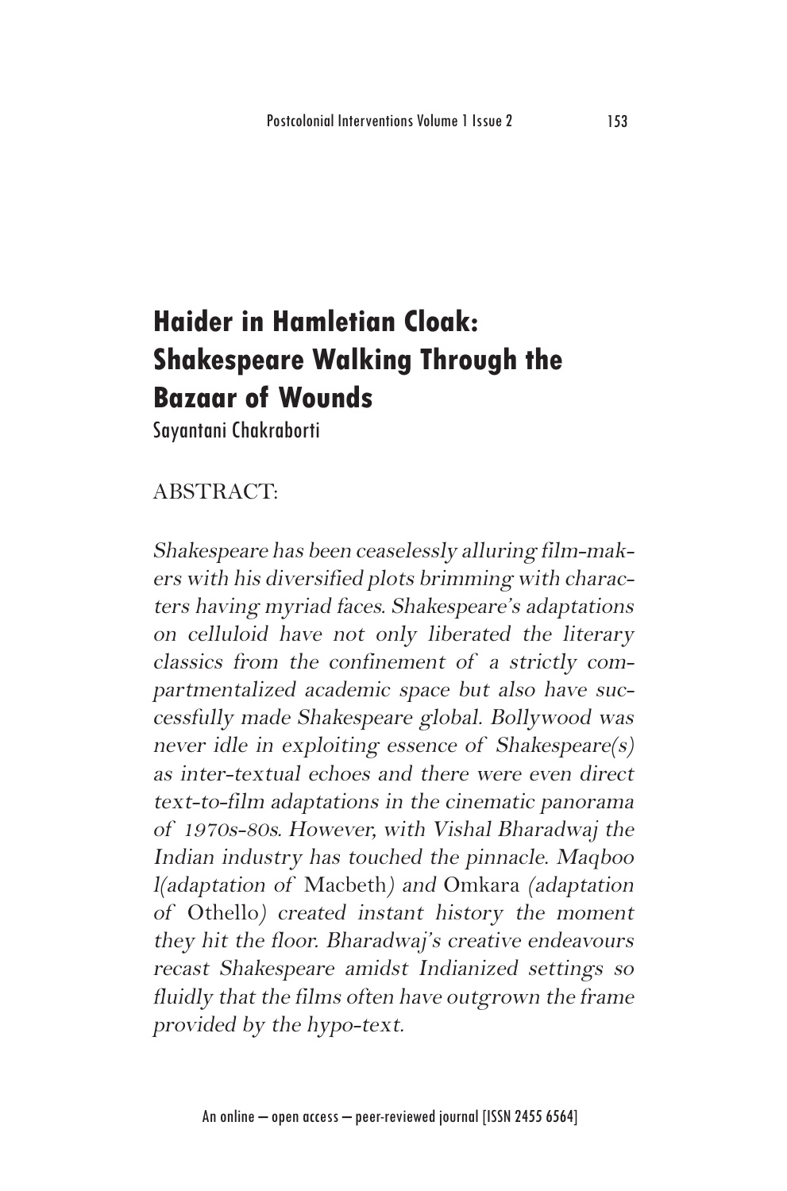# Haider in Hamletian Cloak: Shakespeare Walking Through the Bazaar of Wounds

Sayantani Chakraborti

ABSTRACT:

*Shakespeare has been ceaselessly alluring film-makers with his diversified plots brimming with characters having myriad faces. Shakespeare's adaptations on celluloid have not only liberated the literary classics from the confinement of a strictly compartmentalized academic space but also have successfully made Shakespeare global. Bollywood was never idle in exploiting essence of Shakespeare(s) as inter-textual echoes and there were even direct text-to-film adaptations in the cinematic panorama of 1970s-80s. However, with Vishal Bharadwaj the Indian industry has touched the pinnacle. Maqboo l(adaptation of* Macbeth*) and* Omkara *(adaptation of* Othello*) created instant history the moment they hit the floor. Bharadwaj's creative endeavours recast Shakespeare amidst Indianized settings so fluidly that the films often have outgrown the frame provided by the hypo-text.*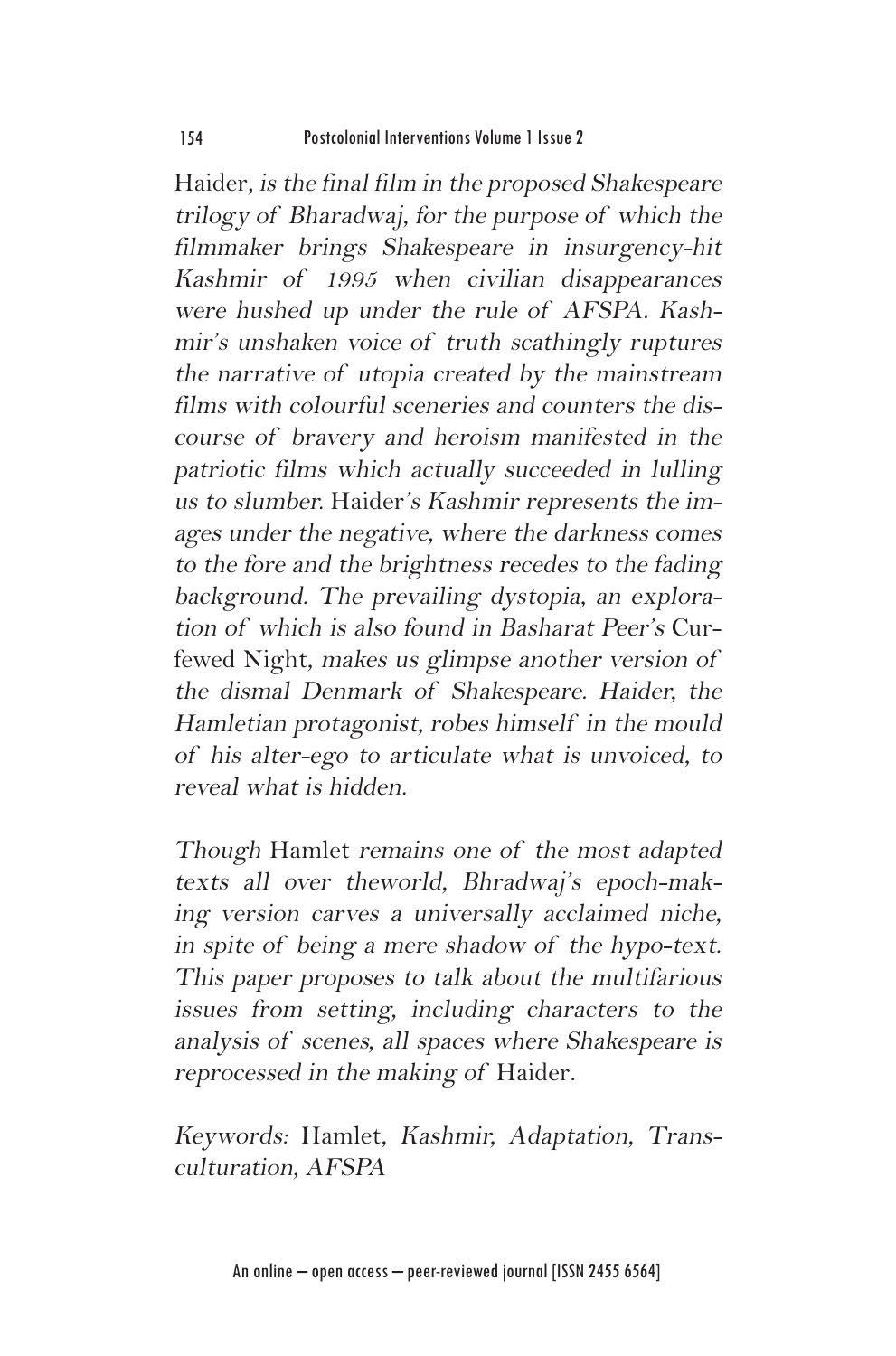Haider*, is the final film in the proposed Shakespeare trilogy of Bharadwaj, for the purpose of which the filmmaker brings Shakespeare in insurgency-hit Kashmir of 1995 when civilian disappearances were hushed up under the rule of AFSPA. Kashmir's unshaken voice of truth scathingly ruptures the narrative of utopia created by the mainstream films with colourful sceneries and counters the discourse of bravery and heroism manifested in the patriotic films which actually succeeded in lulling us to slumber.* Haider*'s Kashmir represents the images under the negative, where the darkness comes to the fore and the brightness recedes to the fading background. The prevailing dystopia, an exploration of which is also found in Basharat Peer's* Curfewed Night*, makes us glimpse another version of the dismal Denmark of Shakespeare. Haider, the Hamletian protagonist, robes himself in the mould of his alter-ego to articulate what is unvoiced, to reveal what is hidden.*

*Though* Hamlet *remains one of the most adapted texts all over theworld, Bhradwaj's epoch-making version carves a universally acclaimed niche, in spite of being a mere shadow of the hypo-text. This paper proposes to talk about the multifarious issues from setting, including characters to the analysis of scenes, all spaces where Shakespeare is reprocessed in the making of* Haider.

*Keywords:* Hamlet*, Kashmir, Adaptation, Transculturation, AFSPA*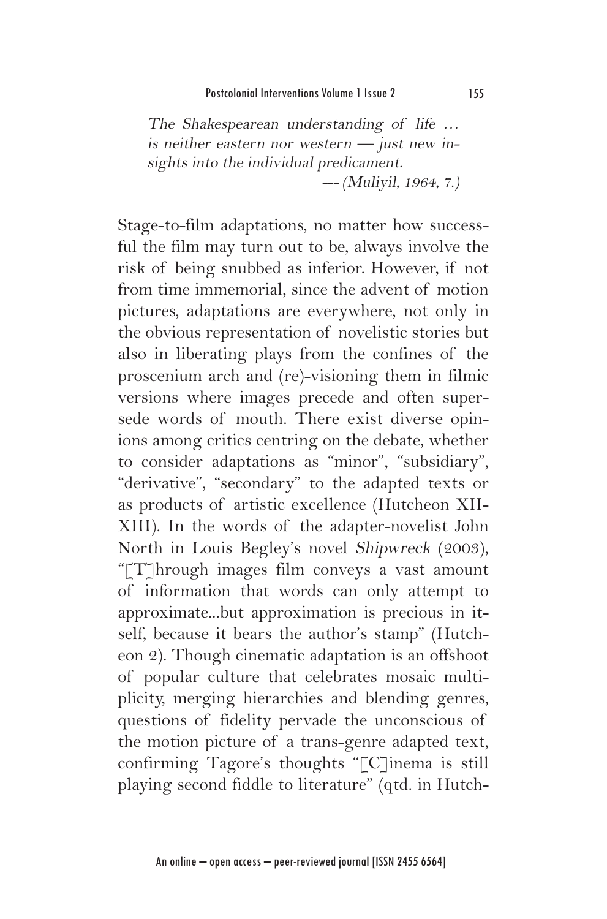*The Shakespearean understanding of life … is neither eastern nor western — just new insights into the individual predicament.*
*--- (Muliyil, 1964, 7.)*

Stage-to-film adaptations, no matter how successful the film may turn out to be, always involve the risk of being snubbed as inferior. However, if not from time immemorial, since the advent of motion pictures, adaptations are everywhere, not only in the obvious representation of novelistic stories but also in liberating plays from the confines of the proscenium arch and (re)-visioning them in filmic versions where images precede and often supersede words of mouth. There exist diverse opinions among critics centring on the debate, whether to consider adaptations as "minor", "subsidiary", "derivative", "secondary" to the adapted texts or as products of artistic excellence (Hutcheon XII-XIII). In the words of the adapter-novelist John North in Louis Begley's novel *Shipwreck* (2003), "[T]hrough images film conveys a vast amount of information that words can only attempt to approximate...but approximation is precious in itself, because it bears the author's stamp" (Hutcheon 2). Though cinematic adaptation is an offshoot of popular culture that celebrates mosaic multiplicity, merging hierarchies and blending genres, questions of fidelity pervade the unconscious of the motion picture of a trans-genre adapted text, confirming Tagore's thoughts "[C]inema is still playing second fiddle to literature" (qtd. in Hutch-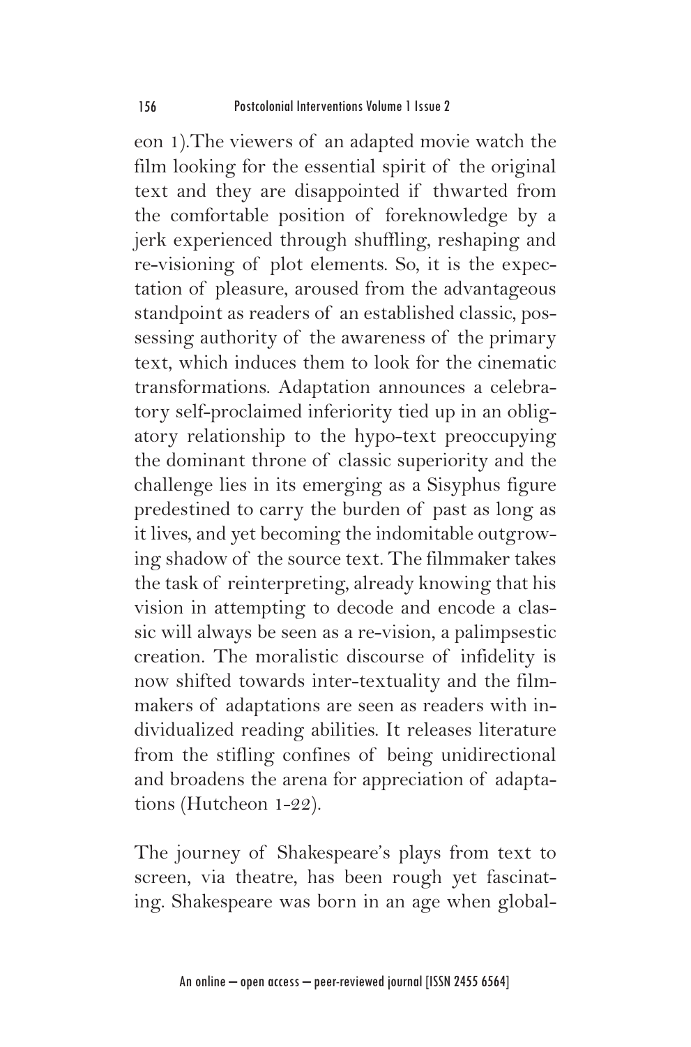eon 1).The viewers of an adapted movie watch the film looking for the essential spirit of the original text and they are disappointed if thwarted from the comfortable position of foreknowledge by a jerk experienced through shuffling, reshaping and re-visioning of plot elements. So, it is the expectation of pleasure, aroused from the advantageous standpoint as readers of an established classic, possessing authority of the awareness of the primary text, which induces them to look for the cinematic transformations. Adaptation announces a celebratory self-proclaimed inferiority tied up in an obligatory relationship to the hypo-text preoccupying the dominant throne of classic superiority and the challenge lies in its emerging as a Sisyphus figure predestined to carry the burden of past as long as it lives, and yet becoming the indomitable outgrowing shadow of the source text. The filmmaker takes the task of reinterpreting, already knowing that his vision in attempting to decode and encode a classic will always be seen as a re-vision, a palimpsestic creation. The moralistic discourse of infidelity is now shifted towards inter-textuality and the filmmakers of adaptations are seen as readers with individualized reading abilities. It releases literature from the stifling confines of being unidirectional and broadens the arena for appreciation of adaptations (Hutcheon 1-22).

The journey of Shakespeare's plays from text to screen, via theatre, has been rough yet fascinating. Shakespeare was born in an age when global-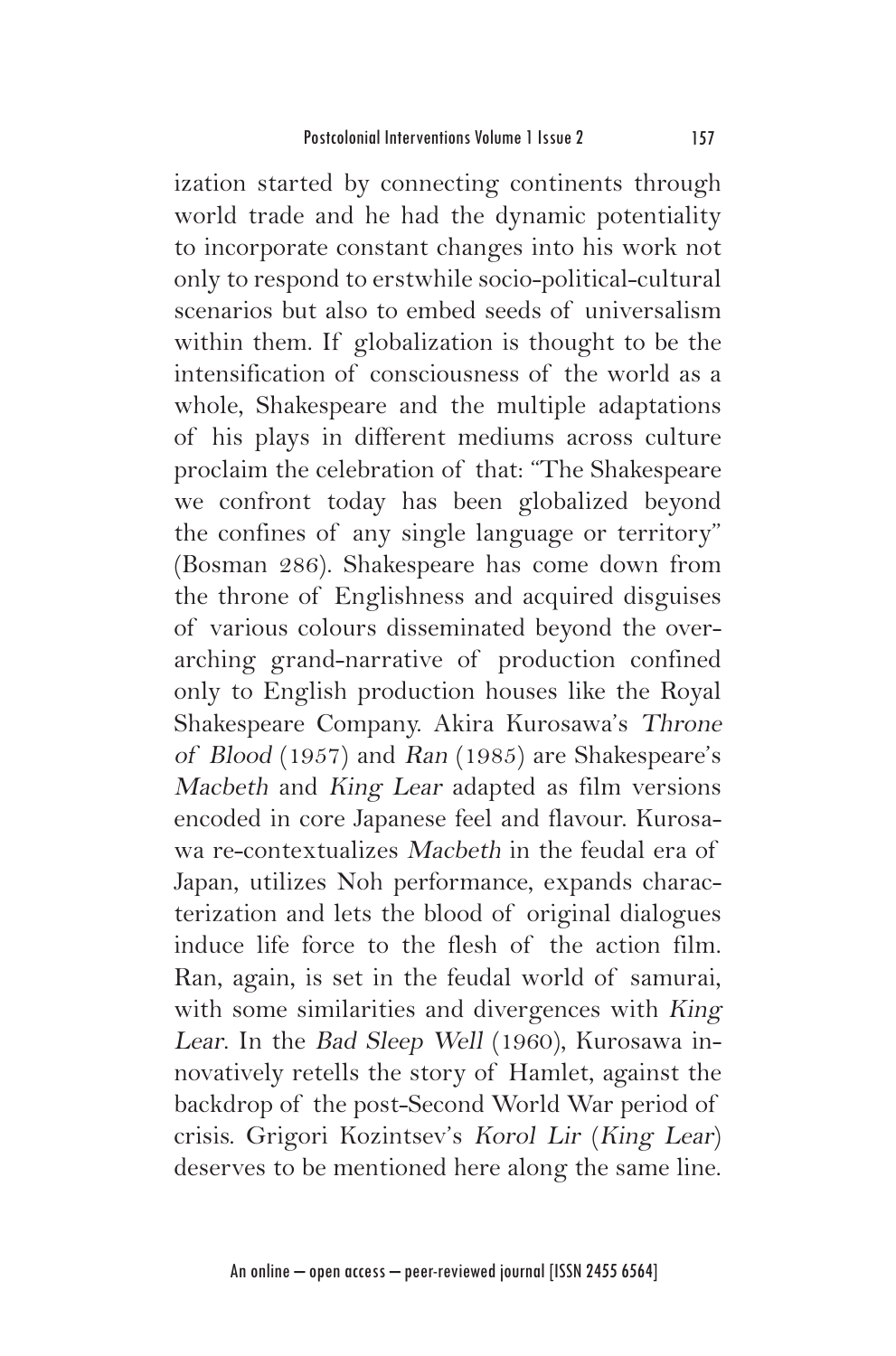ization started by connecting continents through world trade and he had the dynamic potentiality to incorporate constant changes into his work not only to respond to erstwhile socio-political-cultural scenarios but also to embed seeds of universalism within them. If globalization is thought to be the intensification of consciousness of the world as a whole, Shakespeare and the multiple adaptations of his plays in different mediums across culture proclaim the celebration of that: "The Shakespeare we confront today has been globalized beyond the confines of any single language or territory" (Bosman 286). Shakespeare has come down from the throne of Englishness and acquired disguises of various colours disseminated beyond the overarching grand-narrative of production confined only to English production houses like the Royal Shakespeare Company. Akira Kurosawa's *Throne of Blood* (1957) and *Ran* (1985) are Shakespeare's *Macbeth* and *King Lear* adapted as film versions encoded in core Japanese feel and flavour. Kurosawa re-contextualizes *Macbeth* in the feudal era of Japan, utilizes Noh performance, expands characterization and lets the blood of original dialogues induce life force to the flesh of the action film. Ran, again, is set in the feudal world of samurai, with some similarities and divergences with *King Lear*. In the *Bad Sleep Well* (1960), Kurosawa innovatively retells the story of Hamlet, against the backdrop of the post-Second World War period of crisis. Grigori Kozintsev's *Korol Lir* (*King Lear*) deserves to be mentioned here along the same line.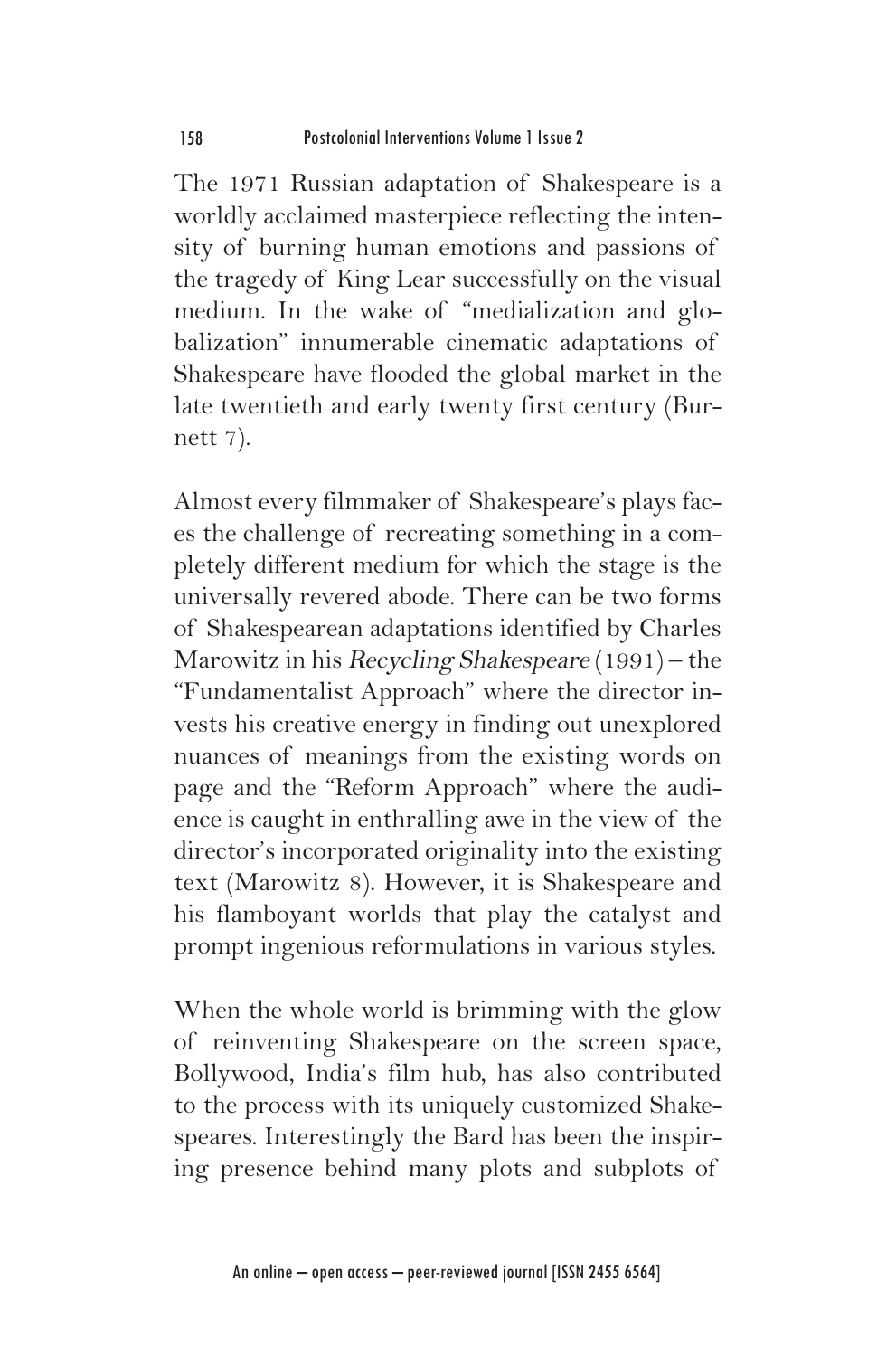The 1971 Russian adaptation of Shakespeare is a worldly acclaimed masterpiece reflecting the intensity of burning human emotions and passions of the tragedy of King Lear successfully on the visual medium. In the wake of "medialization and globalization" innumerable cinematic adaptations of Shakespeare have flooded the global market in the late twentieth and early twenty first century (Burnett 7).

Almost every filmmaker of Shakespeare's plays faces the challenge of recreating something in a completely different medium for which the stage is the universally revered abode. There can be two forms of Shakespearean adaptations identified by Charles Marowitz in his *Recycling Shakespeare* (1991) – the "Fundamentalist Approach" where the director invests his creative energy in finding out unexplored nuances of meanings from the existing words on page and the "Reform Approach" where the audience is caught in enthralling awe in the view of the director's incorporated originality into the existing text (Marowitz 8). However, it is Shakespeare and his flamboyant worlds that play the catalyst and prompt ingenious reformulations in various styles.

When the whole world is brimming with the glow of reinventing Shakespeare on the screen space, Bollywood, India's film hub, has also contributed to the process with its uniquely customized Shakespeares. Interestingly the Bard has been the inspiring presence behind many plots and subplots of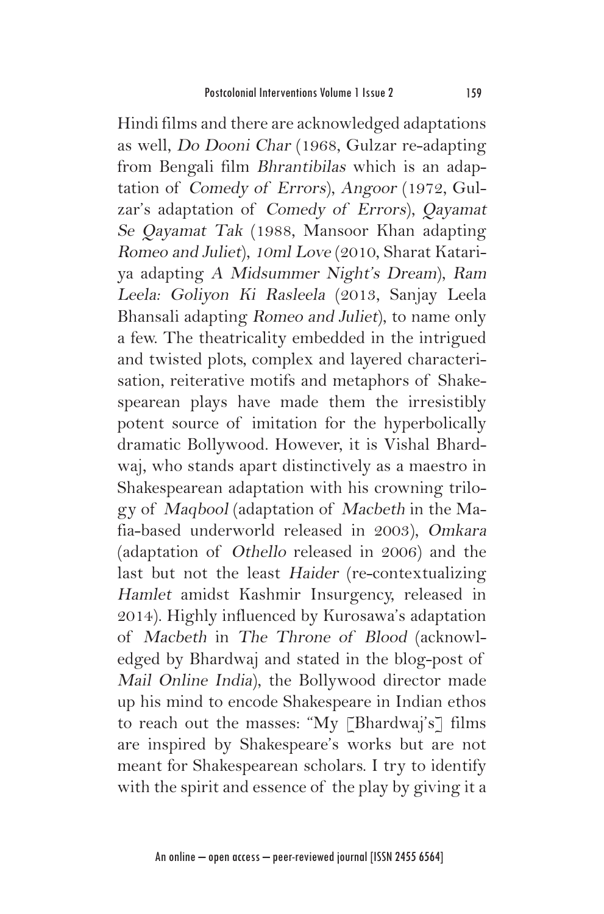Hindi films and there are acknowledged adaptations as well, *Do Dooni Char* (1968, Gulzar re-adapting from Bengali film *Bhrantibilas* which is an adaptation of *Comedy of Errors*), *Angoor* (1972, Gulzar's adaptation of *Comedy of Errors*), *Qayamat Se Qayamat Tak* (1988, Mansoor Khan adapting *Romeo and Juliet*), *10ml Love* (2010, Sharat Katariya adapting *A Midsummer Night's Dream*), *Ram Leela: Goliyon Ki Rasleela* (2013, Sanjay Leela Bhansali adapting *Romeo and Juliet*), to name only a few. The theatricality embedded in the intrigued and twisted plots, complex and layered characterisation, reiterative motifs and metaphors of Shakespearean plays have made them the irresistibly potent source of imitation for the hyperbolically dramatic Bollywood. However, it is Vishal Bhardwaj, who stands apart distinctively as a maestro in Shakespearean adaptation with his crowning trilogy of *Maqbool* (adaptation of *Macbeth* in the Mafia-based underworld released in 2003), *Omkara* (adaptation of *Othello* released in 2006) and the last but not the least *Haider* (re-contextualizing *Hamlet* amidst Kashmir Insurgency, released in 2014). Highly influenced by Kurosawa's adaptation of *Macbeth* in *The Throne of Blood* (acknowledged by Bhardwaj and stated in the blog-post of *Mail Online India*), the Bollywood director made up his mind to encode Shakespeare in Indian ethos to reach out the masses: "My [Bhardwaj's] films are inspired by Shakespeare's works but are not meant for Shakespearean scholars. I try to identify with the spirit and essence of the play by giving it a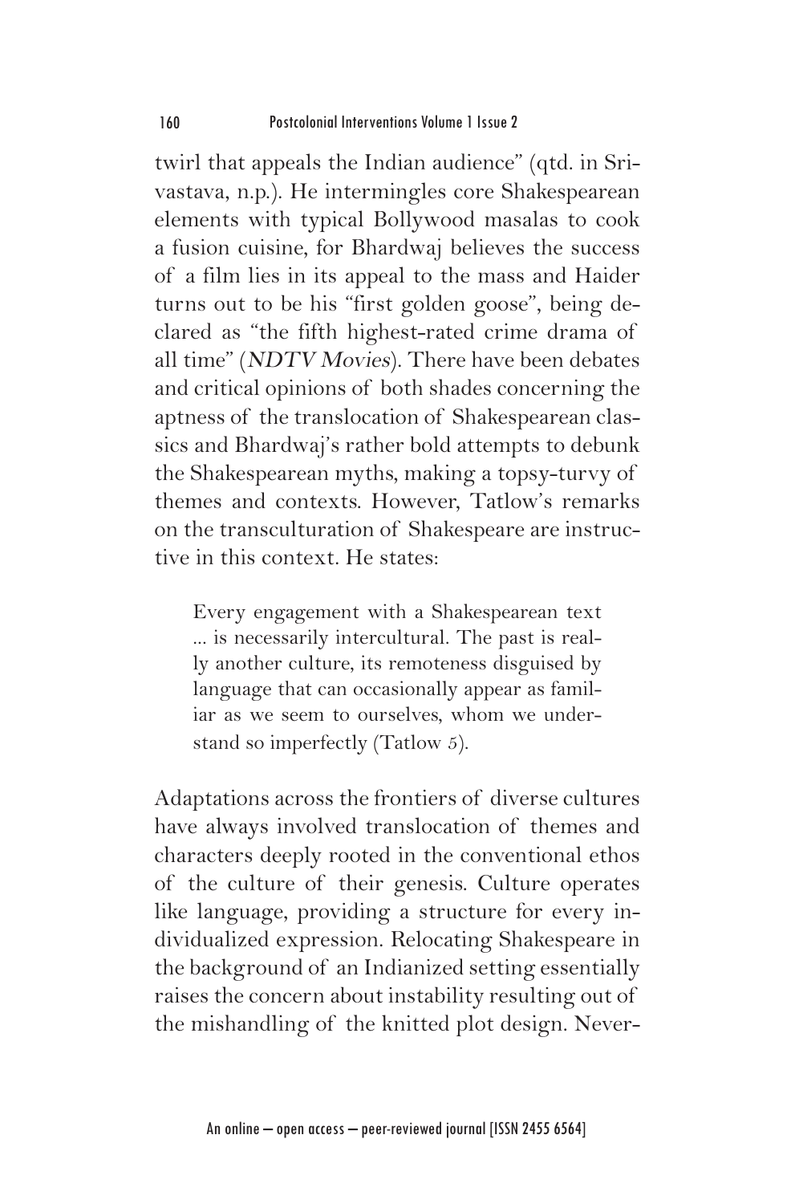twirl that appeals the Indian audience" (qtd. in Srivastava, n.p.). He intermingles core Shakespearean elements with typical Bollywood masalas to cook a fusion cuisine, for Bhardwaj believes the success of a film lies in its appeal to the mass and Haider turns out to be his "first golden goose", being declared as "the fifth highest-rated crime drama of all time" (*NDTV Movies*). There have been debates and critical opinions of both shades concerning the aptness of the translocation of Shakespearean classics and Bhardwaj's rather bold attempts to debunk the Shakespearean myths, making a topsy-turvy of themes and contexts. However, Tatlow's remarks on the transculturation of Shakespeare are instructive in this context. He states:

> Every engagement with a Shakespearean text ... is necessarily intercultural. The past is really another culture, its remoteness disguised by language that can occasionally appear as familiar as we seem to ourselves, whom we understand so imperfectly (Tatlow 5).

Adaptations across the frontiers of diverse cultures have always involved translocation of themes and characters deeply rooted in the conventional ethos of the culture of their genesis. Culture operates like language, providing a structure for every individualized expression. Relocating Shakespeare in the background of an Indianized setting essentially raises the concern about instability resulting out of the mishandling of the knitted plot design. Never-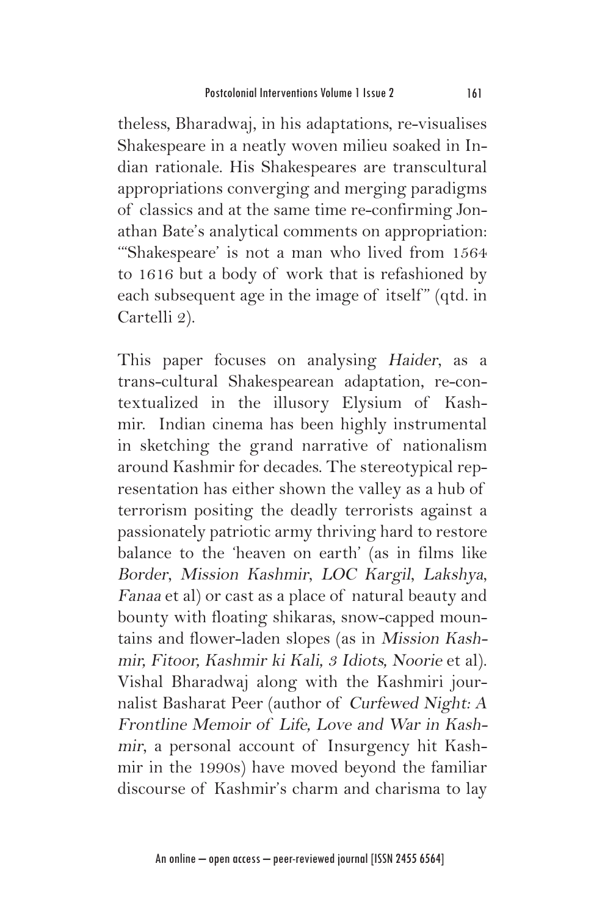theless, Bharadwaj, in his adaptations, re-visualises Shakespeare in a neatly woven milieu soaked in Indian rationale. His Shakespeares are transcultural appropriations converging and merging paradigms of classics and at the same time re-confirming Jonathan Bate's analytical comments on appropriation: "'Shakespeare' is not a man who lived from 1564 to 1616 but a body of work that is refashioned by each subsequent age in the image of itself" (qtd. in Cartelli 2).

This paper focuses on analysing *Haider*, as a trans-cultural Shakespearean adaptation, re-contextualized in the illusory Elysium of Kashmir. Indian cinema has been highly instrumental in sketching the grand narrative of nationalism around Kashmir for decades. The stereotypical representation has either shown the valley as a hub of terrorism positing the deadly terrorists against a passionately patriotic army thriving hard to restore balance to the 'heaven on earth' (as in films like *Border*, *Mission Kashmir*, *LOC Kargil*, *Lakshya*, *Fanaa* et al) or cast as a place of natural beauty and bounty with floating shikaras, snow-capped mountains and flower-laden slopes (as in *Mission Kashmir, Fitoor, Kashmir ki Kali, 3 Idiots, Noorie* et al). Vishal Bharadwaj along with the Kashmiri journalist Basharat Peer (author of *Curfewed Night: A Frontline Memoir of Life, Love and War in Kashmir*, a personal account of Insurgency hit Kashmir in the 1990s) have moved beyond the familiar discourse of Kashmir's charm and charisma to lay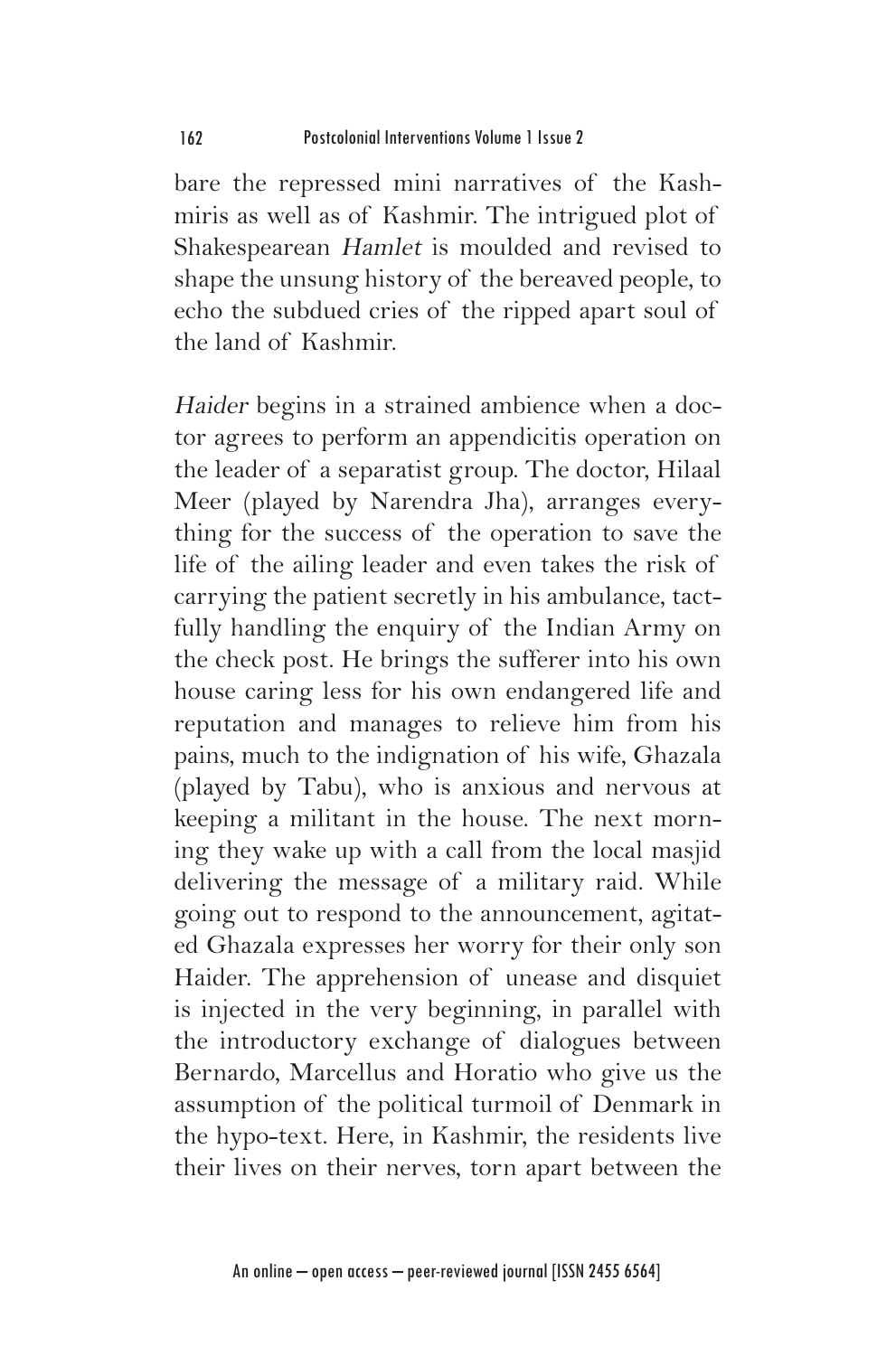bare the repressed mini narratives of the Kashmiris as well as of Kashmir. The intrigued plot of Shakespearean *Hamlet* is moulded and revised to shape the unsung history of the bereaved people, to echo the subdued cries of the ripped apart soul of the land of Kashmir.

*Haider* begins in a strained ambience when a doctor agrees to perform an appendicitis operation on the leader of a separatist group. The doctor, Hilaal Meer (played by Narendra Jha), arranges everything for the success of the operation to save the life of the ailing leader and even takes the risk of carrying the patient secretly in his ambulance, tactfully handling the enquiry of the Indian Army on the check post. He brings the sufferer into his own house caring less for his own endangered life and reputation and manages to relieve him from his pains, much to the indignation of his wife, Ghazala (played by Tabu), who is anxious and nervous at keeping a militant in the house. The next morning they wake up with a call from the local masjid delivering the message of a military raid. While going out to respond to the announcement, agitated Ghazala expresses her worry for their only son Haider. The apprehension of unease and disquiet is injected in the very beginning, in parallel with the introductory exchange of dialogues between Bernardo, Marcellus and Horatio who give us the assumption of the political turmoil of Denmark in the hypo-text. Here, in Kashmir, the residents live their lives on their nerves, torn apart between the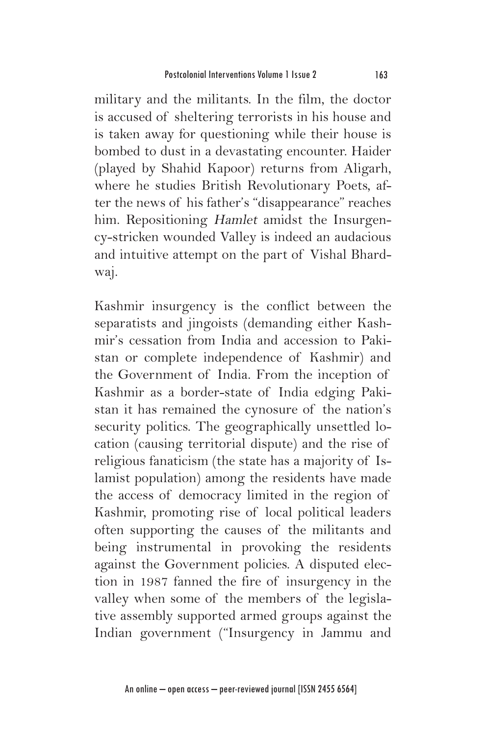military and the militants. In the film, the doctor is accused of sheltering terrorists in his house and is taken away for questioning while their house is bombed to dust in a devastating encounter. Haider (played by Shahid Kapoor) returns from Aligarh, where he studies British Revolutionary Poets, after the news of his father's "disappearance" reaches him. Repositioning *Hamlet* amidst the Insurgency-stricken wounded Valley is indeed an audacious and intuitive attempt on the part of Vishal Bhardwaj.

Kashmir insurgency is the conflict between the separatists and jingoists (demanding either Kashmir's cessation from India and accession to Pakistan or complete independence of Kashmir) and the Government of India. From the inception of Kashmir as a border-state of India edging Pakistan it has remained the cynosure of the nation's security politics. The geographically unsettled location (causing territorial dispute) and the rise of religious fanaticism (the state has a majority of Islamist population) among the residents have made the access of democracy limited in the region of Kashmir, promoting rise of local political leaders often supporting the causes of the militants and being instrumental in provoking the residents against the Government policies. A disputed election in 1987 fanned the fire of insurgency in the valley when some of the members of the legislative assembly supported armed groups against the Indian government ("Insurgency in Jammu and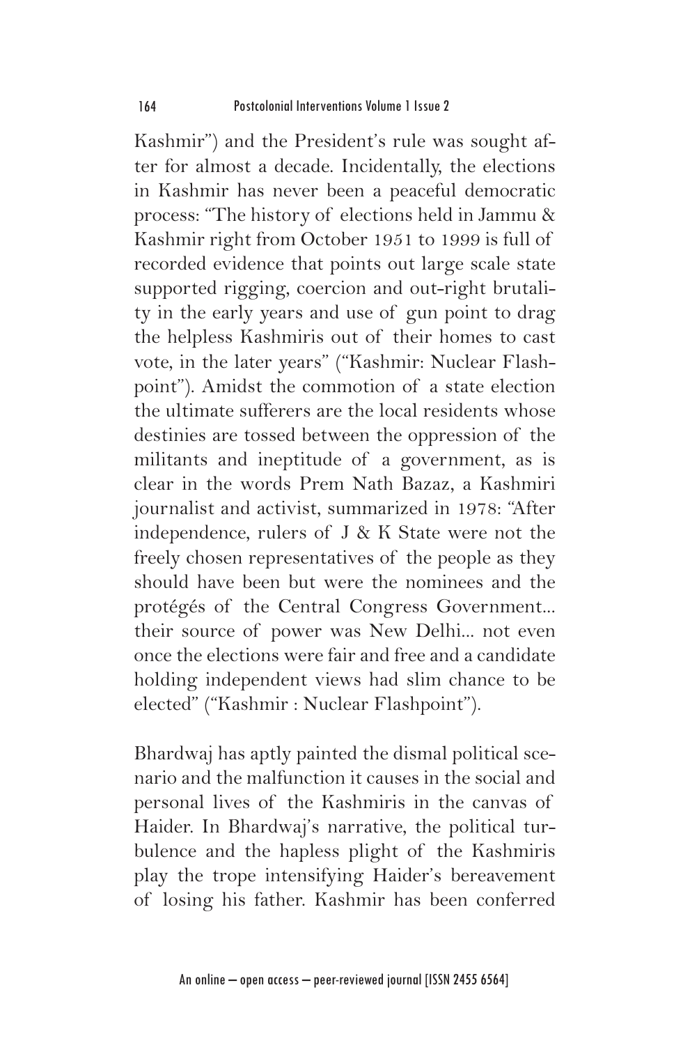Kashmir") and the President's rule was sought after for almost a decade. Incidentally, the elections in Kashmir has never been a peaceful democratic process: "The history of elections held in Jammu & Kashmir right from October 1951 to 1999 is full of recorded evidence that points out large scale state supported rigging, coercion and out-right brutality in the early years and use of gun point to drag the helpless Kashmiris out of their homes to cast vote, in the later years" ("Kashmir: Nuclear Flashpoint"). Amidst the commotion of a state election the ultimate sufferers are the local residents whose destinies are tossed between the oppression of the militants and ineptitude of a government, as is clear in the words Prem Nath Bazaz, a Kashmiri journalist and activist, summarized in 1978: "After independence, rulers of J & K State were not the freely chosen representatives of the people as they should have been but were the nominees and the protégés of the Central Congress Government... their source of power was New Delhi... not even once the elections were fair and free and a candidate holding independent views had slim chance to be elected" ("Kashmir : Nuclear Flashpoint").

Bhardwaj has aptly painted the dismal political scenario and the malfunction it causes in the social and personal lives of the Kashmiris in the canvas of Haider. In Bhardwaj's narrative, the political turbulence and the hapless plight of the Kashmiris play the trope intensifying Haider's bereavement of losing his father. Kashmir has been conferred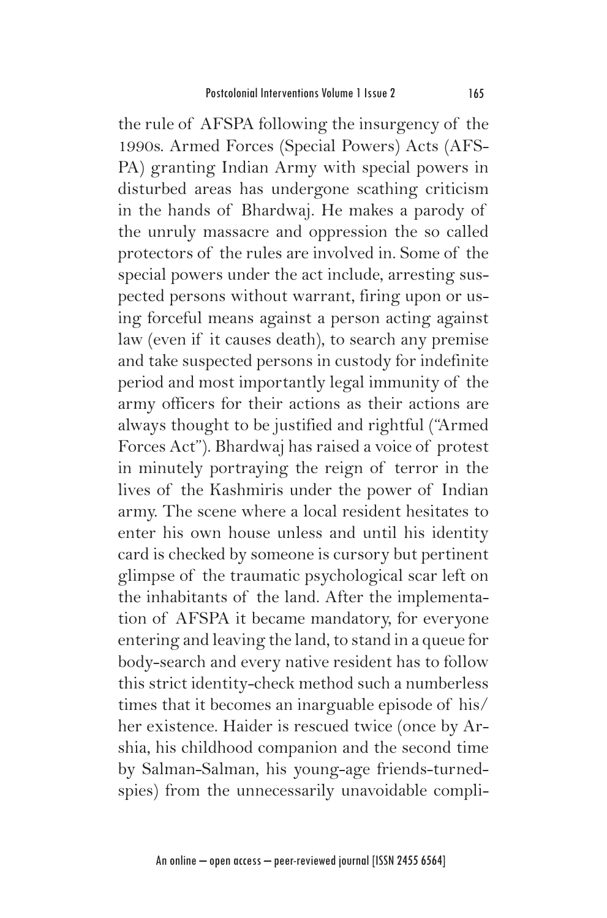the rule of AFSPA following the insurgency of the 1990s. Armed Forces (Special Powers) Acts (AFSPA) granting Indian Army with special powers in disturbed areas has undergone scathing criticism in the hands of Bhardwaj. He makes a parody of the unruly massacre and oppression the so called protectors of the rules are involved in. Some of the special powers under the act include, arresting suspected persons without warrant, firing upon or using forceful means against a person acting against law (even if it causes death), to search any premise and take suspected persons in custody for indefinite period and most importantly legal immunity of the army officers for their actions as their actions are always thought to be justified and rightful ("Armed Forces Act"). Bhardwaj has raised a voice of protest in minutely portraying the reign of terror in the lives of the Kashmiris under the power of Indian army. The scene where a local resident hesitates to enter his own house unless and until his identity card is checked by someone is cursory but pertinent glimpse of the traumatic psychological scar left on the inhabitants of the land. After the implementation of AFSPA it became mandatory, for everyone entering and leaving the land, to stand in a queue for body-search and every native resident has to follow this strict identity-check method such a numberless times that it becomes an inarguable episode of his/her existence. Haider is rescued twice (once by Arshia, his childhood companion and the second time by Salman-Salman, his young-age friends-turned-spies) from the unnecessarily unavoidable compli-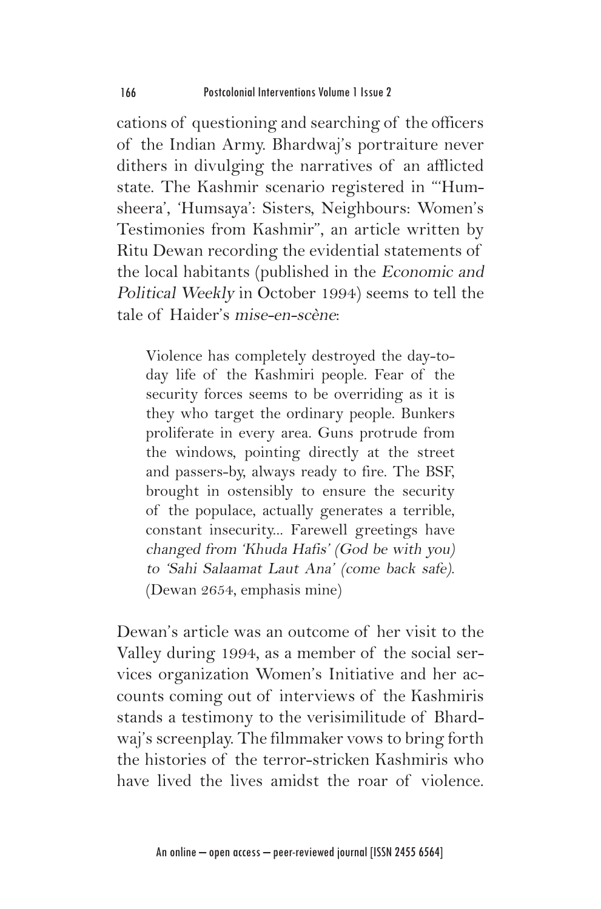cations of questioning and searching of the officers of the Indian Army. Bhardwaj's portraiture never dithers in divulging the narratives of an afflicted state. The Kashmir scenario registered in "'Humsheera', 'Humsaya': Sisters, Neighbours: Women's Testimonies from Kashmir", an article written by Ritu Dewan recording the evidential statements of the local habitants (published in the *Economic and Political Weekly* in October 1994) seems to tell the tale of Haider's *mise-en-scène*:

> Violence has completely destroyed the day-to-day life of the Kashmiri people. Fear of the security forces seems to be overriding as it is they who target the ordinary people. Bunkers proliferate in every area. Guns protrude from the windows, pointing directly at the street and passers-by, always ready to fire. The BSF, brought in ostensibly to ensure the security of the populace, actually generates a terrible, constant insecurity... Farewell greetings have *changed from 'Khuda Hafis' (God be with you) to 'Sahi Salaamat Laut Ana' (come back safe)*. (Dewan 2654, emphasis mine)

Dewan's article was an outcome of her visit to the Valley during 1994, as a member of the social services organization Women's Initiative and her accounts coming out of interviews of the Kashmiris stands a testimony to the verisimilitude of Bhardwaj's screenplay. The filmmaker vows to bring forth the histories of the terror-stricken Kashmiris who have lived the lives amidst the roar of violence.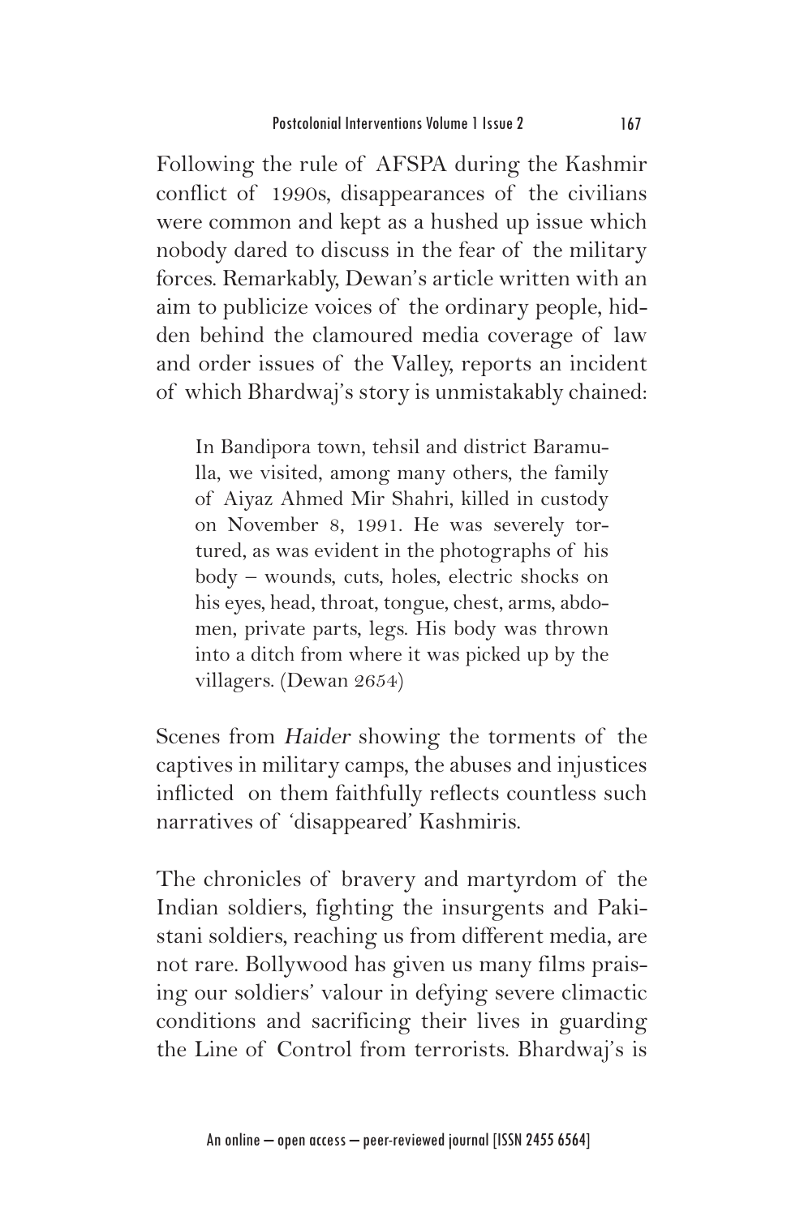Following the rule of AFSPA during the Kashmir conflict of 1990s, disappearances of the civilians were common and kept as a hushed up issue which nobody dared to discuss in the fear of the military forces. Remarkably, Dewan's article written with an aim to publicize voices of the ordinary people, hidden behind the clamoured media coverage of law and order issues of the Valley, reports an incident of which Bhardwaj's story is unmistakably chained:

> In Bandipora town, tehsil and district Baramulla, we visited, among many others, the family of Aiyaz Ahmed Mir Shahri, killed in custody on November 8, 1991. He was severely tortured, as was evident in the photographs of his body – wounds, cuts, holes, electric shocks on his eyes, head, throat, tongue, chest, arms, abdomen, private parts, legs. His body was thrown into a ditch from where it was picked up by the villagers. (Dewan 2654)

Scenes from *Haider* showing the torments of the captives in military camps, the abuses and injustices inflicted on them faithfully reflects countless such narratives of 'disappeared' Kashmiris.

The chronicles of bravery and martyrdom of the Indian soldiers, fighting the insurgents and Pakistani soldiers, reaching us from different media, are not rare. Bollywood has given us many films praising our soldiers' valour in defying severe climactic conditions and sacrificing their lives in guarding the Line of Control from terrorists. Bhardwaj's is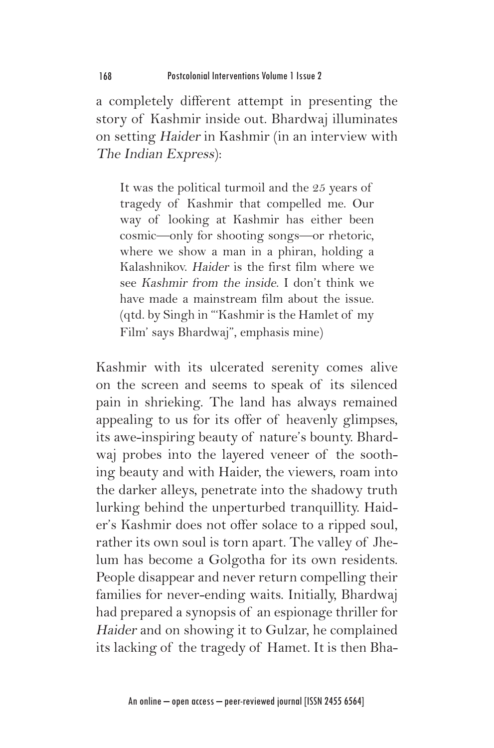a completely different attempt in presenting the story of Kashmir inside out. Bhardwaj illuminates on setting *Haider* in Kashmir (in an interview with *The Indian Express*):

> It was the political turmoil and the 25 years of tragedy of Kashmir that compelled me. Our way of looking at Kashmir has either been cosmic—only for shooting songs—or rhetoric, where we show a man in a phiran, holding a Kalashnikov. *Haider* is the first film where we see *Kashmir from the inside*. I don't think we have made a mainstream film about the issue. (qtd. by Singh in "'Kashmir is the Hamlet of my Film' says Bhardwaj", emphasis mine)

Kashmir with its ulcerated serenity comes alive on the screen and seems to speak of its silenced pain in shrieking. The land has always remained appealing to us for its offer of heavenly glimpses, its awe-inspiring beauty of nature's bounty. Bhardwaj probes into the layered veneer of the soothing beauty and with Haider, the viewers, roam into the darker alleys, penetrate into the shadowy truth lurking behind the unperturbed tranquillity. Haider's Kashmir does not offer solace to a ripped soul, rather its own soul is torn apart. The valley of Jhelum has become a Golgotha for its own residents. People disappear and never return compelling their families for never-ending waits. Initially, Bhardwaj had prepared a synopsis of an espionage thriller for *Haider* and on showing it to Gulzar, he complained its lacking of the tragedy of Hamet. It is then Bha-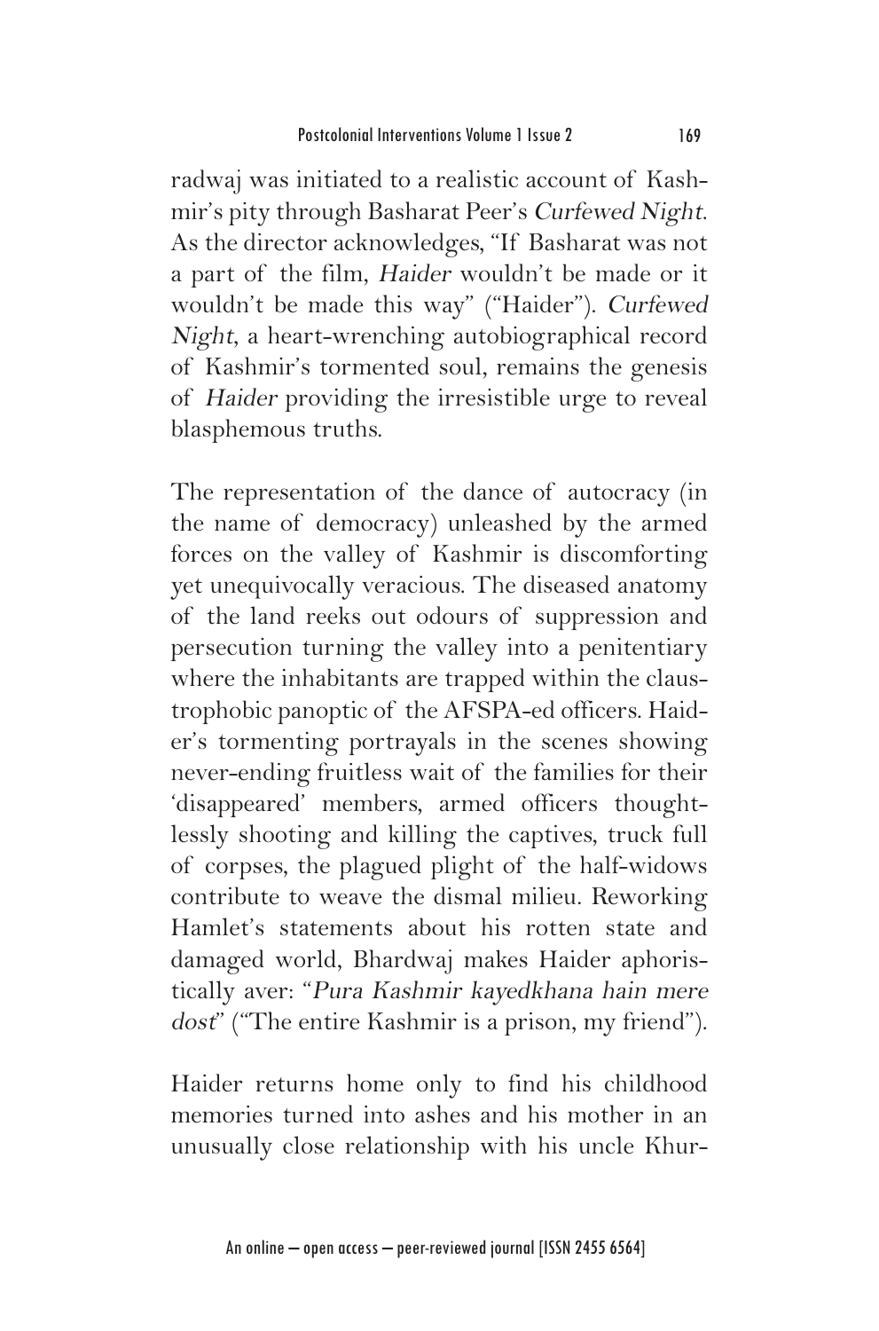radwaj was initiated to a realistic account of Kashmir's pity through Basharat Peer's *Curfewed Night*. As the director acknowledges, "If Basharat was not a part of the film, *Haider* wouldn't be made or it wouldn't be made this way" ("Haider"). *Curfewed Night*, a heart-wrenching autobiographical record of Kashmir's tormented soul, remains the genesis of *Haider* providing the irresistible urge to reveal blasphemous truths.

The representation of the dance of autocracy (in the name of democracy) unleashed by the armed forces on the valley of Kashmir is discomforting yet unequivocally veracious. The diseased anatomy of the land reeks out odours of suppression and persecution turning the valley into a penitentiary where the inhabitants are trapped within the claustrophobic panoptic of the AFSPA-ed officers. Haider's tormenting portrayals in the scenes showing never-ending fruitless wait of the families for their 'disappeared' members, armed officers thoughtlessly shooting and killing the captives, truck full of corpses, the plagued plight of the half-widows contribute to weave the dismal milieu. Reworking Hamlet's statements about his rotten state and damaged world, Bhardwaj makes Haider aphoristically aver: "*Pura Kashmir kayedkhana hain mere dost*" ("The entire Kashmir is a prison, my friend").

Haider returns home only to find his childhood memories turned into ashes and his mother in an unusually close relationship with his uncle Khur-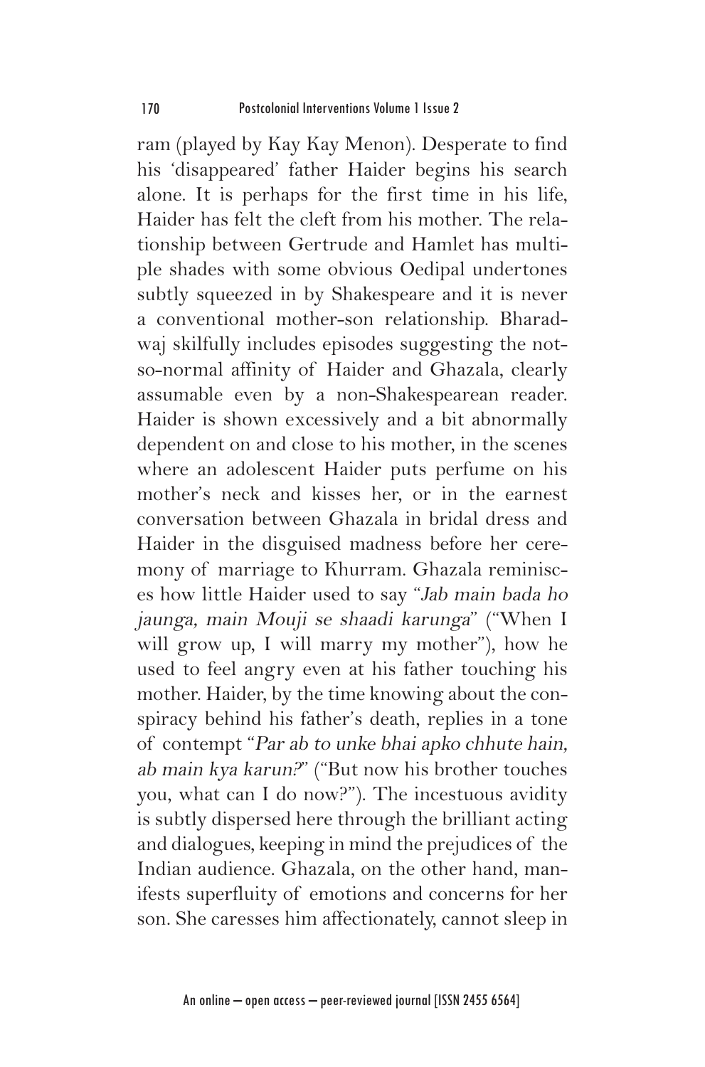ram (played by Kay Kay Menon). Desperate to find his 'disappeared' father Haider begins his search alone. It is perhaps for the first time in his life, Haider has felt the cleft from his mother. The relationship between Gertrude and Hamlet has multiple shades with some obvious Oedipal undertones subtly squeezed in by Shakespeare and it is never a conventional mother-son relationship. Bharadwaj skilfully includes episodes suggesting the not-so-normal affinity of Haider and Ghazala, clearly assumable even by a non-Shakespearean reader. Haider is shown excessively and a bit abnormally dependent on and close to his mother, in the scenes where an adolescent Haider puts perfume on his mother's neck and kisses her, or in the earnest conversation between Ghazala in bridal dress and Haider in the disguised madness before her ceremony of marriage to Khurram. Ghazala reminisces how little Haider used to say "*Jab main bada ho jaunga, main Mouji se shaadi karunga*" ("When I will grow up, I will marry my mother"), how he used to feel angry even at his father touching his mother. Haider, by the time knowing about the conspiracy behind his father's death, replies in a tone of contempt "*Par ab to unke bhai apko chhute hain, ab main kya karun?*" ("But now his brother touches you, what can I do now?"). The incestuous avidity is subtly dispersed here through the brilliant acting and dialogues, keeping in mind the prejudices of the Indian audience. Ghazala, on the other hand, manifests superfluity of emotions and concerns for her son. She caresses him affectionately, cannot sleep in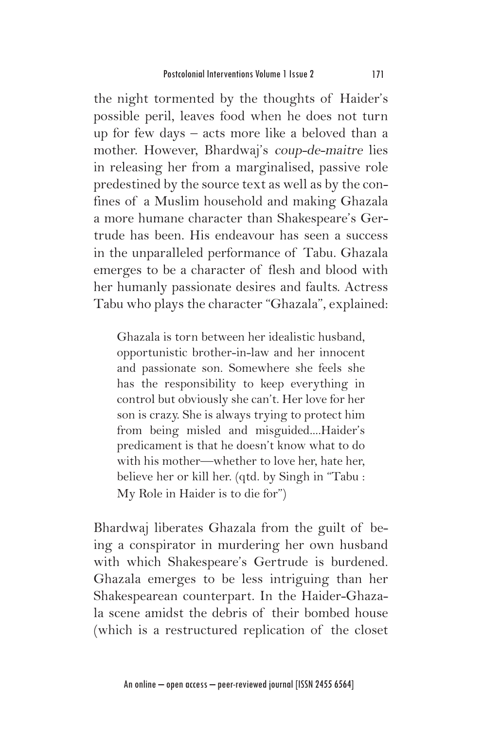the night tormented by the thoughts of Haider's possible peril, leaves food when he does not turn up for few days – acts more like a beloved than a mother. However, Bhardwaj's *coup-de-maitre* lies in releasing her from a marginalised, passive role predestined by the source text as well as by the confines of a Muslim household and making Ghazala a more humane character than Shakespeare's Gertrude has been. His endeavour has seen a success in the unparalleled performance of Tabu. Ghazala emerges to be a character of flesh and blood with her humanly passionate desires and faults. Actress Tabu who plays the character "Ghazala", explained:

> Ghazala is torn between her idealistic husband, opportunistic brother-in-law and her innocent and passionate son. Somewhere she feels she has the responsibility to keep everything in control but obviously she can't. Her love for her son is crazy. She is always trying to protect him from being misled and misguided....Haider's predicament is that he doesn't know what to do with his mother—whether to love her, hate her, believe her or kill her. (qtd. by Singh in "Tabu : My Role in Haider is to die for")

Bhardwaj liberates Ghazala from the guilt of being a conspirator in murdering her own husband with which Shakespeare's Gertrude is burdened. Ghazala emerges to be less intriguing than her Shakespearean counterpart. In the Haider-Ghazala scene amidst the debris of their bombed house (which is a restructured replication of the closet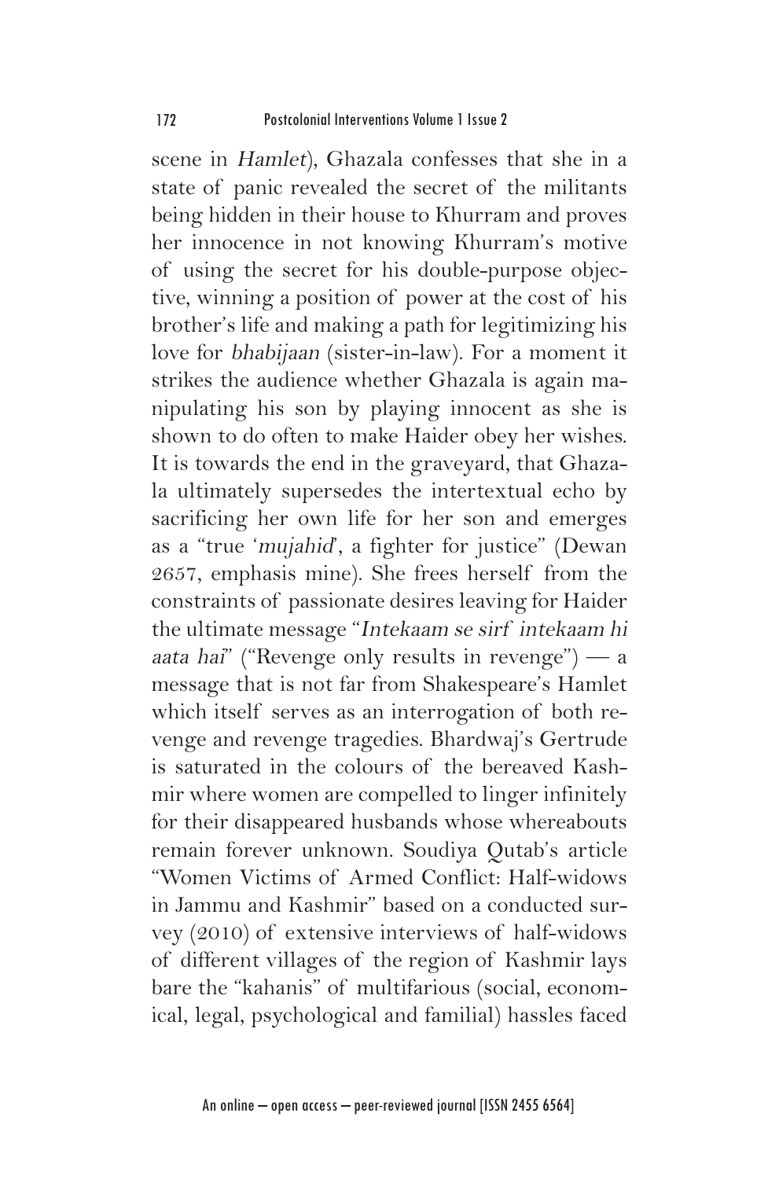scene in *Hamlet*), Ghazala confesses that she in a state of panic revealed the secret of the militants being hidden in their house to Khurram and proves her innocence in not knowing Khurram's motive of using the secret for his double-purpose objective, winning a position of power at the cost of his brother's life and making a path for legitimizing his love for *bhabijaan* (sister-in-law). For a moment it strikes the audience whether Ghazala is again manipulating his son by playing innocent as she is shown to do often to make Haider obey her wishes. It is towards the end in the graveyard, that Ghazala ultimately supersedes the intertextual echo by sacrificing her own life for her son and emerges as a "true '*mujahid*', a fighter for justice" (Dewan 2657, emphasis mine). She frees herself from the constraints of passionate desires leaving for Haider the ultimate message "*Intekaam se sirf intekaam hi aata hai*" ("Revenge only results in revenge") — a message that is not far from Shakespeare's Hamlet which itself serves as an interrogation of both revenge and revenge tragedies. Bhardwaj's Gertrude is saturated in the colours of the bereaved Kashmir where women are compelled to linger infinitely for their disappeared husbands whose whereabouts remain forever unknown. Soudiya Qutab's article "Women Victims of Armed Conflict: Half-widows in Jammu and Kashmir" based on a conducted survey (2010) of extensive interviews of half-widows of different villages of the region of Kashmir lays bare the "kahanis" of multifarious (social, economical, legal, psychological and familial) hassles faced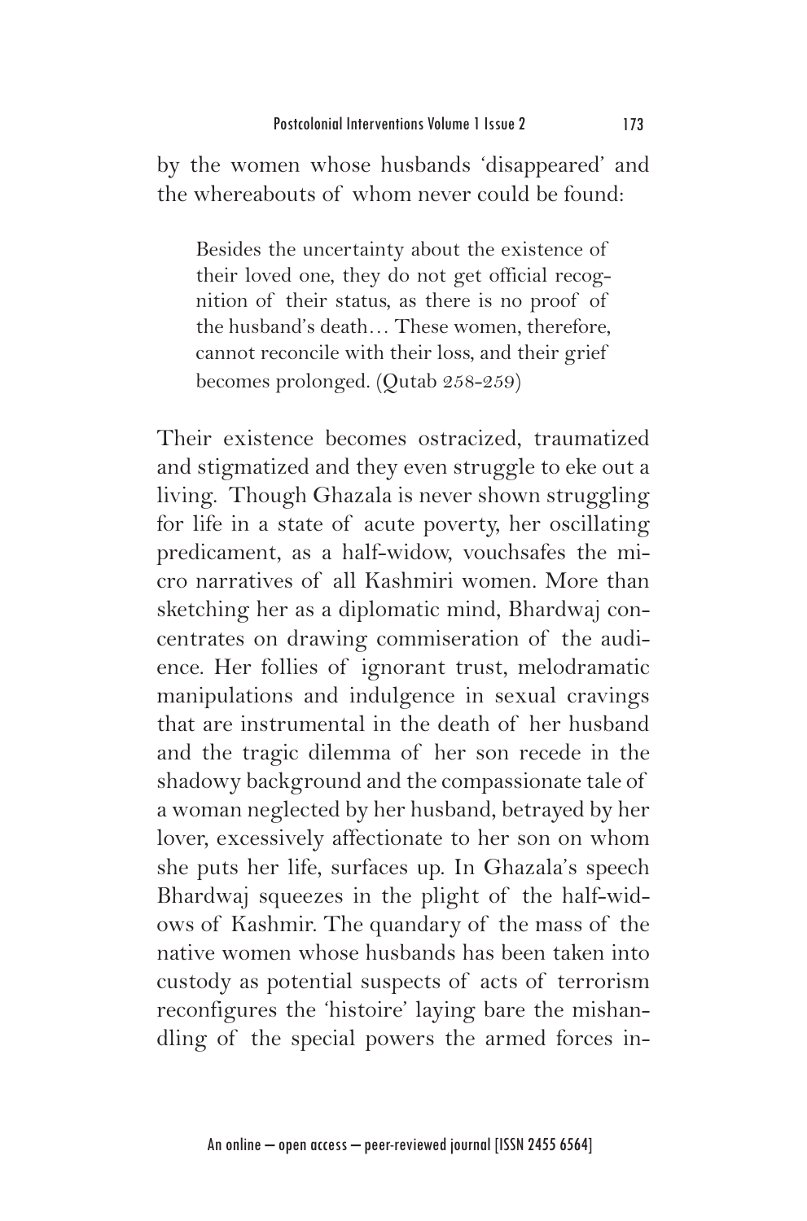by the women whose husbands 'disappeared' and the whereabouts of whom never could be found:

> Besides the uncertainty about the existence of their loved one, they do not get official recognition of their status, as there is no proof of the husband's death… These women, therefore, cannot reconcile with their loss, and their grief becomes prolonged. (Qutab 258-259)

Their existence becomes ostracized, traumatized and stigmatized and they even struggle to eke out a living. Though Ghazala is never shown struggling for life in a state of acute poverty, her oscillating predicament, as a half-widow, vouchsafes the micro narratives of all Kashmiri women. More than sketching her as a diplomatic mind, Bhardwaj concentrates on drawing commiseration of the audience. Her follies of ignorant trust, melodramatic manipulations and indulgence in sexual cravings that are instrumental in the death of her husband and the tragic dilemma of her son recede in the shadowy background and the compassionate tale of a woman neglected by her husband, betrayed by her lover, excessively affectionate to her son on whom she puts her life, surfaces up. In Ghazala's speech Bhardwaj squeezes in the plight of the half-widows of Kashmir. The quandary of the mass of the native women whose husbands has been taken into custody as potential suspects of acts of terrorism reconfigures the 'histoire' laying bare the mishandling of the special powers the armed forces in-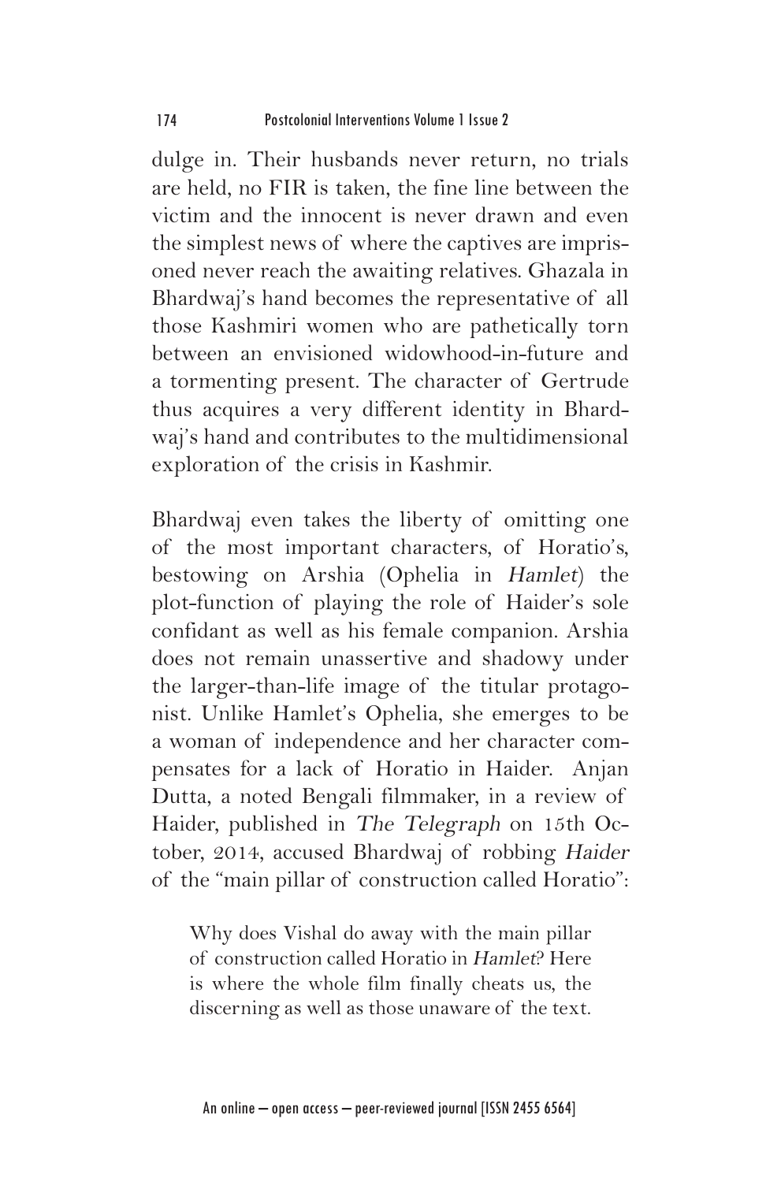dulge in. Their husbands never return, no trials are held, no FIR is taken, the fine line between the victim and the innocent is never drawn and even the simplest news of where the captives are imprisoned never reach the awaiting relatives. Ghazala in Bhardwaj's hand becomes the representative of all those Kashmiri women who are pathetically torn between an envisioned widowhood-in-future and a tormenting present. The character of Gertrude thus acquires a very different identity in Bhardwaj's hand and contributes to the multidimensional exploration of the crisis in Kashmir.

Bhardwaj even takes the liberty of omitting one of the most important characters, of Horatio's, bestowing on Arshia (Ophelia in *Hamlet*) the plot-function of playing the role of Haider's sole confidant as well as his female companion. Arshia does not remain unassertive and shadowy under the larger-than-life image of the titular protagonist. Unlike Hamlet's Ophelia, she emerges to be a woman of independence and her character compensates for a lack of Horatio in Haider. Anjan Dutta, a noted Bengali filmmaker, in a review of Haider, published in *The Telegraph* on 15th October, 2014, accused Bhardwaj of robbing *Haider* of the "main pillar of construction called Horatio":

> Why does Vishal do away with the main pillar of construction called Horatio in *Hamlet*? Here is where the whole film finally cheats us, the discerning as well as those unaware of the text.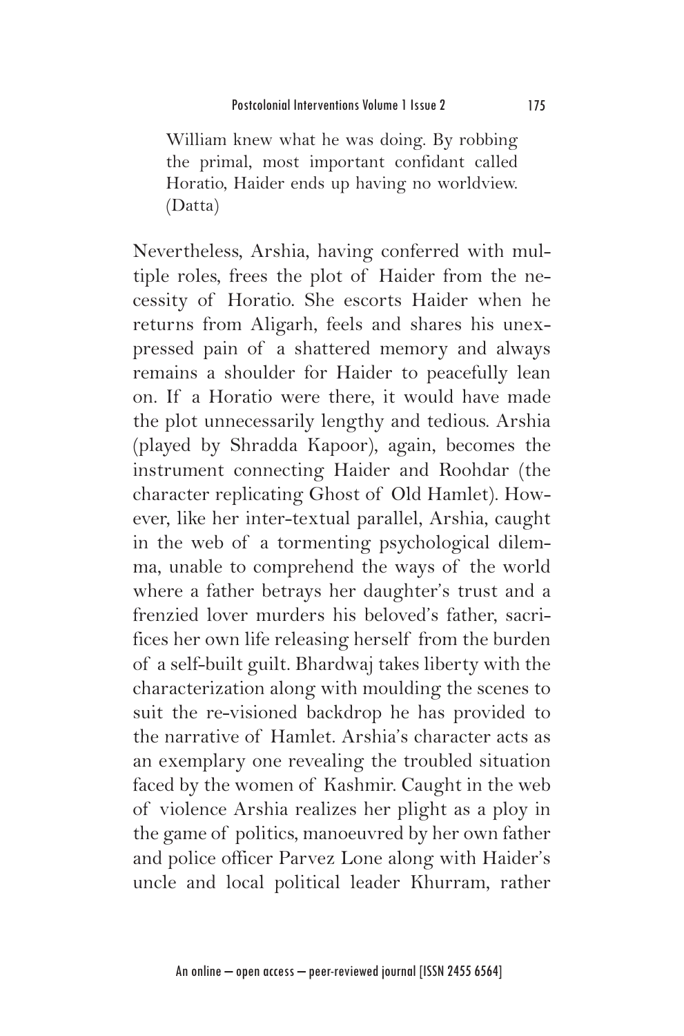> William knew what he was doing. By robbing the primal, most important confidant called Horatio, Haider ends up having no worldview. (Datta)

Nevertheless, Arshia, having conferred with multiple roles, frees the plot of Haider from the necessity of Horatio. She escorts Haider when he returns from Aligarh, feels and shares his unexpressed pain of a shattered memory and always remains a shoulder for Haider to peacefully lean on. If a Horatio were there, it would have made the plot unnecessarily lengthy and tedious. Arshia (played by Shradda Kapoor), again, becomes the instrument connecting Haider and Roohdar (the character replicating Ghost of Old Hamlet). However, like her inter-textual parallel, Arshia, caught in the web of a tormenting psychological dilemma, unable to comprehend the ways of the world where a father betrays her daughter's trust and a frenzied lover murders his beloved's father, sacrifices her own life releasing herself from the burden of a self-built guilt. Bhardwaj takes liberty with the characterization along with moulding the scenes to suit the re-visioned backdrop he has provided to the narrative of Hamlet. Arshia's character acts as an exemplary one revealing the troubled situation faced by the women of Kashmir. Caught in the web of violence Arshia realizes her plight as a ploy in the game of politics, manoeuvred by her own father and police officer Parvez Lone along with Haider's uncle and local political leader Khurram, rather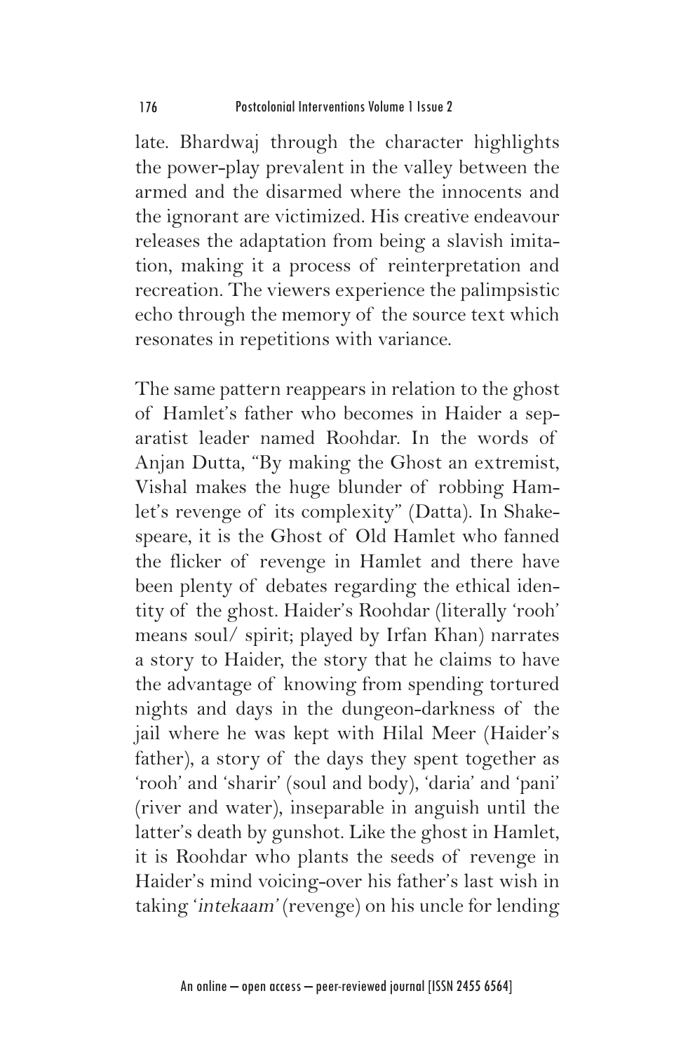late. Bhardwaj through the character highlights the power-play prevalent in the valley between the armed and the disarmed where the innocents and the ignorant are victimized. His creative endeavour releases the adaptation from being a slavish imitation, making it a process of reinterpretation and recreation. The viewers experience the palimpsistic echo through the memory of the source text which resonates in repetitions with variance.

The same pattern reappears in relation to the ghost of Hamlet's father who becomes in Haider a separatist leader named Roohdar. In the words of Anjan Dutta, "By making the Ghost an extremist, Vishal makes the huge blunder of robbing Hamlet's revenge of its complexity" (Datta). In Shakespeare, it is the Ghost of Old Hamlet who fanned the flicker of revenge in Hamlet and there have been plenty of debates regarding the ethical identity of the ghost. Haider's Roohdar (literally 'rooh' means soul/ spirit; played by Irfan Khan) narrates a story to Haider, the story that he claims to have the advantage of knowing from spending tortured nights and days in the dungeon-darkness of the jail where he was kept with Hilal Meer (Haider's father), a story of the days they spent together as 'rooh' and 'sharir' (soul and body), 'daria' and 'pani' (river and water), inseparable in anguish until the latter's death by gunshot. Like the ghost in Hamlet, it is Roohdar who plants the seeds of revenge in Haider's mind voicing-over his father's last wish in taking '*intekaam*' (revenge) on his uncle for lending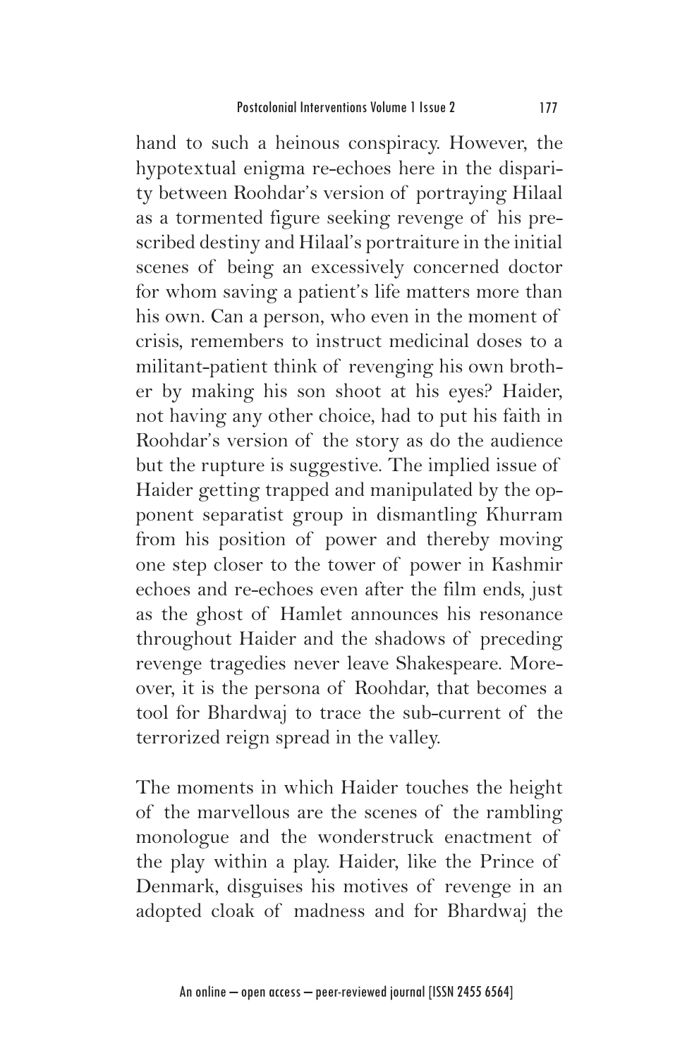hand to such a heinous conspiracy. However, the hypotextual enigma re-echoes here in the disparity between Roohdar's version of portraying Hilaal as a tormented figure seeking revenge of his prescribed destiny and Hilaal's portraiture in the initial scenes of being an excessively concerned doctor for whom saving a patient's life matters more than his own. Can a person, who even in the moment of crisis, remembers to instruct medicinal doses to a militant-patient think of revenging his own brother by making his son shoot at his eyes? Haider, not having any other choice, had to put his faith in Roohdar's version of the story as do the audience but the rupture is suggestive. The implied issue of Haider getting trapped and manipulated by the opponent separatist group in dismantling Khurram from his position of power and thereby moving one step closer to the tower of power in Kashmir echoes and re-echoes even after the film ends, just as the ghost of Hamlet announces his resonance throughout Haider and the shadows of preceding revenge tragedies never leave Shakespeare. Moreover, it is the persona of Roohdar, that becomes a tool for Bhardwaj to trace the sub-current of the terrorized reign spread in the valley.

The moments in which Haider touches the height of the marvellous are the scenes of the rambling monologue and the wonderstruck enactment of the play within a play. Haider, like the Prince of Denmark, disguises his motives of revenge in an adopted cloak of madness and for Bhardwaj the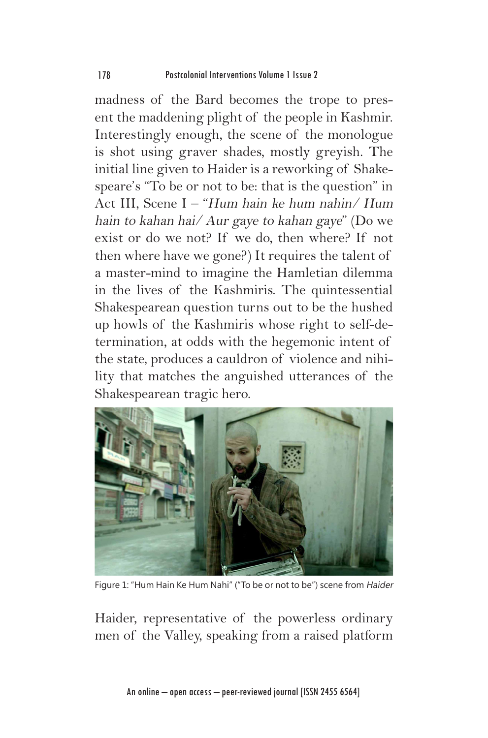madness of the Bard becomes the trope to present the maddening plight of the people in Kashmir. Interestingly enough, the scene of the monologue is shot using graver shades, mostly greyish. The initial line given to Haider is a reworking of Shakespeare's "To be or not to be: that is the question" in Act III, Scene I – "*Hum hain ke hum nahin/ Hum hain to kahan hai/ Aur gaye to kahan gaye*" (Do we exist or do we not? If we do, then where? If not then where have we gone?) It requires the talent of a master-mind to imagine the Hamletian dilemma in the lives of the Kashmiris. The quintessential Shakespearean question turns out to be the hushed up howls of the Kashmiris whose right to self-determination, at odds with the hegemonic intent of the state, produces a cauldron of violence and nihility that matches the anguished utterances of the Shakespearean tragic hero.

Figure 1: "Hum Hain Ke Hum Nahi" ("To be or not to be") scene from *Haider*

Haider, representative of the powerless ordinary men of the Valley, speaking from a raised platform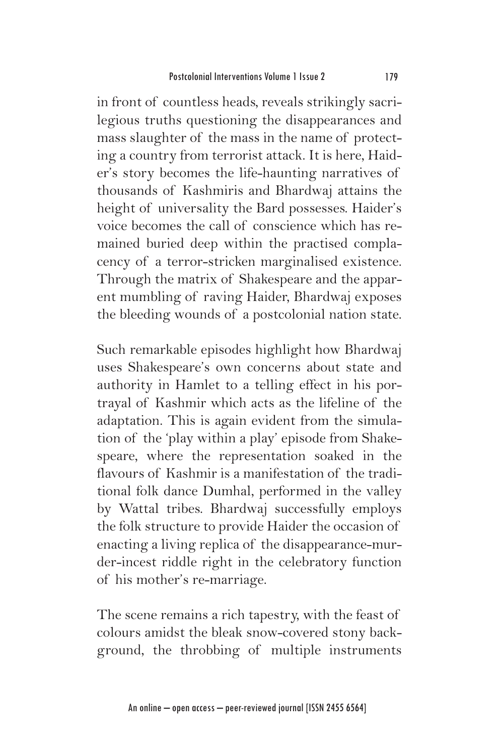in front of countless heads, reveals strikingly sacrilegious truths questioning the disappearances and mass slaughter of the mass in the name of protecting a country from terrorist attack. It is here, Haider's story becomes the life-haunting narratives of thousands of Kashmiris and Bhardwaj attains the height of universality the Bard possesses. Haider's voice becomes the call of conscience which has remained buried deep within the practised complacency of a terror-stricken marginalised existence. Through the matrix of Shakespeare and the apparent mumbling of raving Haider, Bhardwaj exposes the bleeding wounds of a postcolonial nation state.

Such remarkable episodes highlight how Bhardwaj uses Shakespeare's own concerns about state and authority in Hamlet to a telling effect in his portrayal of Kashmir which acts as the lifeline of the adaptation. This is again evident from the simulation of the 'play within a play' episode from Shakespeare, where the representation soaked in the flavours of Kashmir is a manifestation of the traditional folk dance Dumhal, performed in the valley by Wattal tribes. Bhardwaj successfully employs the folk structure to provide Haider the occasion of enacting a living replica of the disappearance-murder-incest riddle right in the celebratory function of his mother's re-marriage.

The scene remains a rich tapestry, with the feast of colours amidst the bleak snow-covered stony background, the throbbing of multiple instruments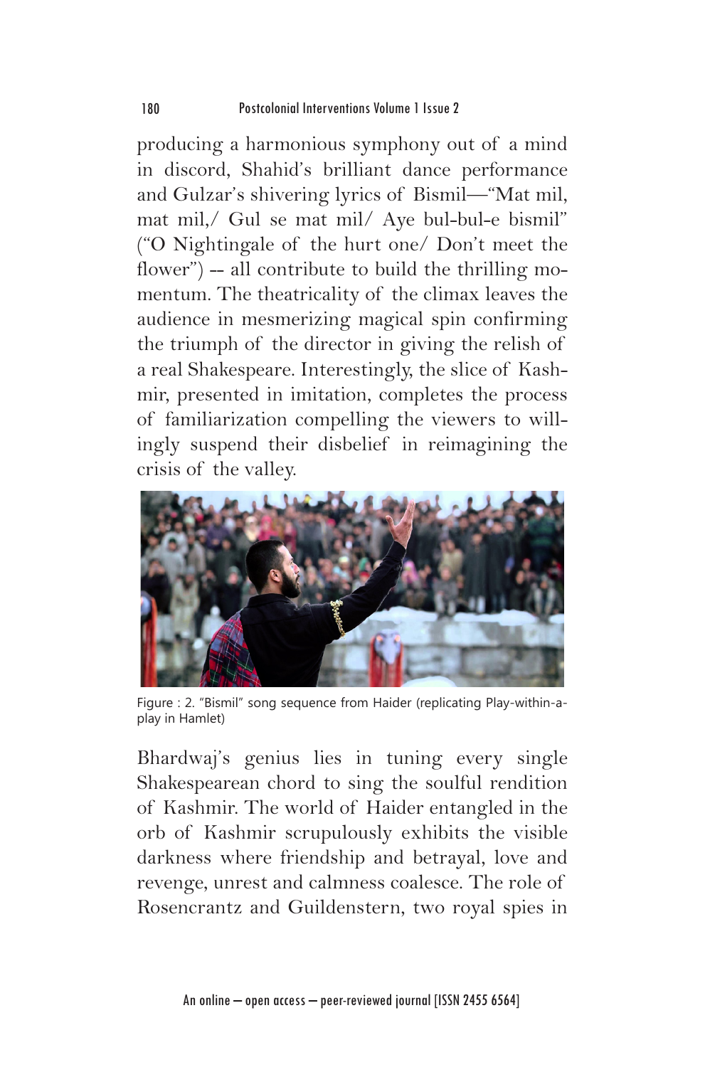producing a harmonious symphony out of a mind in discord, Shahid's brilliant dance performance and Gulzar's shivering lyrics of Bismil—"Mat mil, mat mil,/ Gul se mat mil/ Aye bul-bul-e bismil" ("O Nightingale of the hurt one/ Don't meet the flower") -- all contribute to build the thrilling momentum. The theatricality of the climax leaves the audience in mesmerizing magical spin confirming the triumph of the director in giving the relish of a real Shakespeare. Interestingly, the slice of Kashmir, presented in imitation, completes the process of familiarization compelling the viewers to willingly suspend their disbelief in reimagining the crisis of the valley.

Figure : 2. "Bismil" song sequence from Haider (replicating Play-within-a-play in Hamlet)

Bhardwaj's genius lies in tuning every single Shakespearean chord to sing the soulful rendition of Kashmir. The world of Haider entangled in the orb of Kashmir scrupulously exhibits the visible darkness where friendship and betrayal, love and revenge, unrest and calmness coalesce. The role of Rosencrantz and Guildenstern, two royal spies in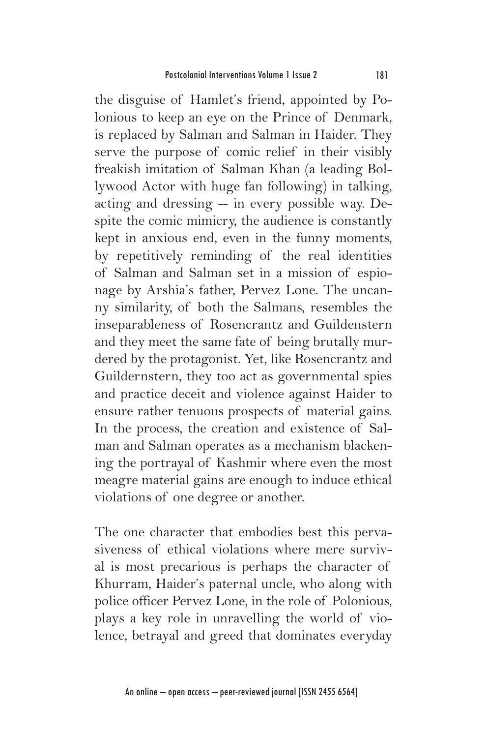the disguise of Hamlet's friend, appointed by Polonious to keep an eye on the Prince of Denmark, is replaced by Salman and Salman in Haider. They serve the purpose of comic relief in their visibly freakish imitation of Salman Khan (a leading Bollywood Actor with huge fan following) in talking, acting and dressing -- in every possible way. Despite the comic mimicry, the audience is constantly kept in anxious end, even in the funny moments, by repetitively reminding of the real identities of Salman and Salman set in a mission of espionage by Arshia's father, Pervez Lone. The uncanny similarity, of both the Salmans, resembles the inseparableness of Rosencrantz and Guildenstern and they meet the same fate of being brutally murdered by the protagonist. Yet, like Rosencrantz and Guildernstern, they too act as governmental spies and practice deceit and violence against Haider to ensure rather tenuous prospects of material gains. In the process, the creation and existence of Salman and Salman operates as a mechanism blackening the portrayal of Kashmir where even the most meagre material gains are enough to induce ethical violations of one degree or another.

The one character that embodies best this pervasiveness of ethical violations where mere survival is most precarious is perhaps the character of Khurram, Haider's paternal uncle, who along with police officer Pervez Lone, in the role of Polonious, plays a key role in unravelling the world of violence, betrayal and greed that dominates everyday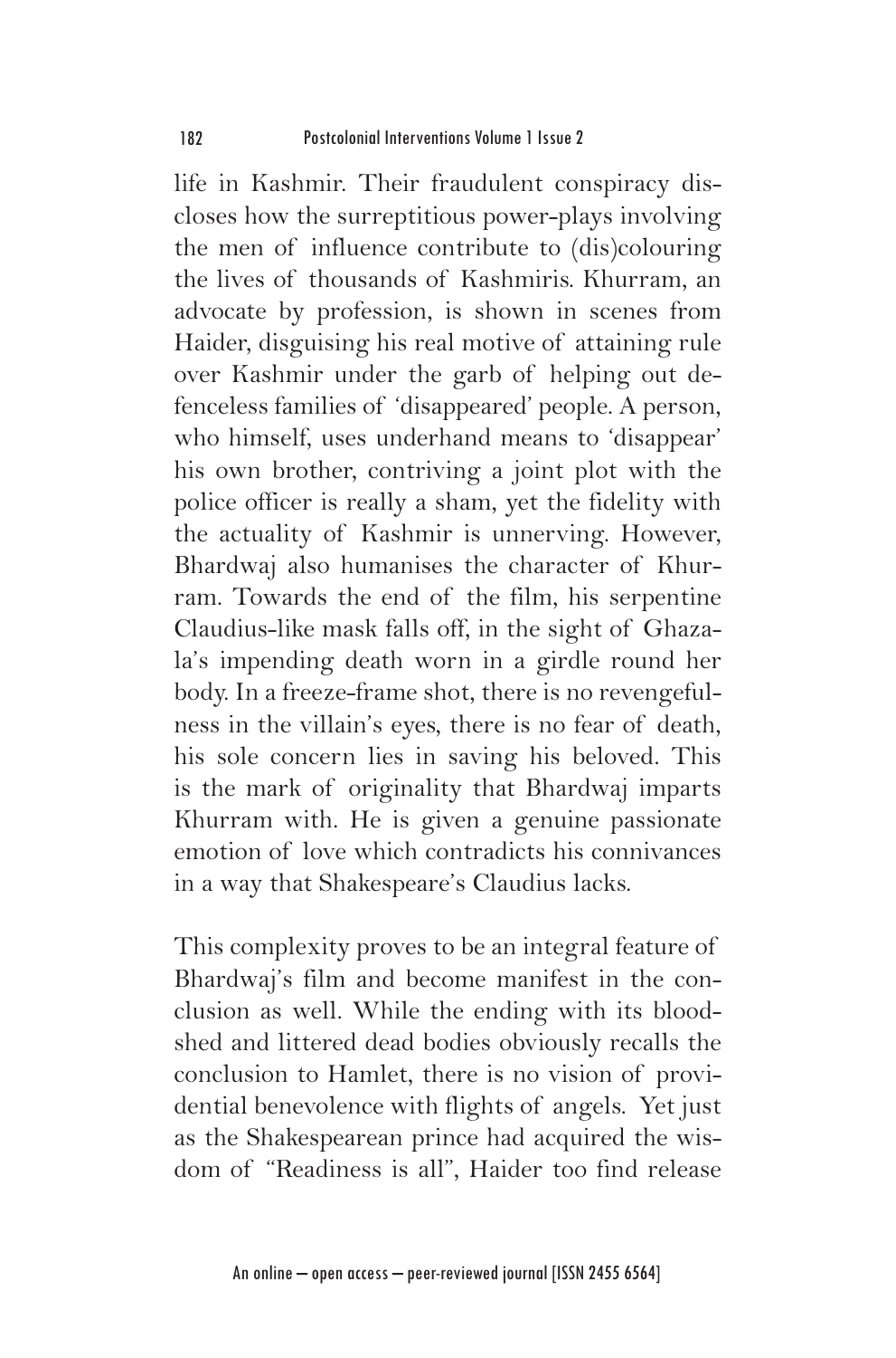life in Kashmir. Their fraudulent conspiracy discloses how the surreptitious power-plays involving the men of influence contribute to (dis)colouring the lives of thousands of Kashmiris. Khurram, an advocate by profession, is shown in scenes from Haider, disguising his real motive of attaining rule over Kashmir under the garb of helping out defenceless families of 'disappeared' people. A person, who himself, uses underhand means to 'disappear' his own brother, contriving a joint plot with the police officer is really a sham, yet the fidelity with the actuality of Kashmir is unnerving. However, Bhardwaj also humanises the character of Khurram. Towards the end of the film, his serpentine Claudius-like mask falls off, in the sight of Ghazala's impending death worn in a girdle round her body. In a freeze-frame shot, there is no revengefulness in the villain's eyes, there is no fear of death, his sole concern lies in saving his beloved. This is the mark of originality that Bhardwaj imparts Khurram with. He is given a genuine passionate emotion of love which contradicts his connivances in a way that Shakespeare's Claudius lacks.

This complexity proves to be an integral feature of Bhardwaj's film and become manifest in the conclusion as well. While the ending with its bloodshed and littered dead bodies obviously recalls the conclusion to Hamlet, there is no vision of providential benevolence with flights of angels. Yet just as the Shakespearean prince had acquired the wisdom of "Readiness is all", Haider too find release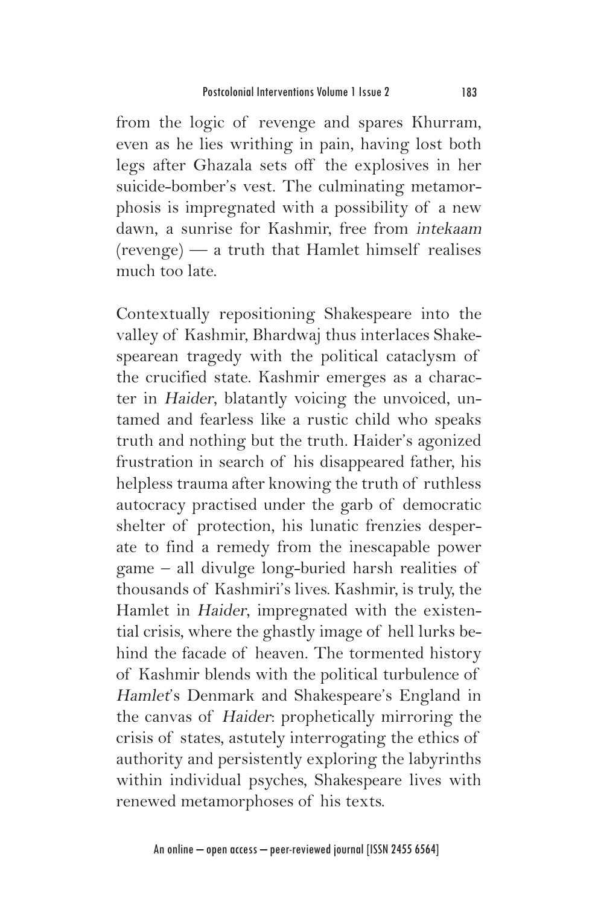from the logic of revenge and spares Khurram, even as he lies writhing in pain, having lost both legs after Ghazala sets off the explosives in her suicide-bomber's vest. The culminating metamorphosis is impregnated with a possibility of a new dawn, a sunrise for Kashmir, free from *intekaam* (revenge) — a truth that Hamlet himself realises much too late.

Contextually repositioning Shakespeare into the valley of Kashmir, Bhardwaj thus interlaces Shakespearean tragedy with the political cataclysm of the crucified state. Kashmir emerges as a character in *Haider*, blatantly voicing the unvoiced, untamed and fearless like a rustic child who speaks truth and nothing but the truth. Haider's agonized frustration in search of his disappeared father, his helpless trauma after knowing the truth of ruthless autocracy practised under the garb of democratic shelter of protection, his lunatic frenzies desperate to find a remedy from the inescapable power game – all divulge long-buried harsh realities of thousands of Kashmiri's lives. Kashmir, is truly, the Hamlet in *Haider*, impregnated with the existential crisis, where the ghastly image of hell lurks behind the facade of heaven. The tormented history of Kashmir blends with the political turbulence of *Hamlet*'s Denmark and Shakespeare's England in the canvas of *Haider*: prophetically mirroring the crisis of states, astutely interrogating the ethics of authority and persistently exploring the labyrinths within individual psyches, Shakespeare lives with renewed metamorphoses of his texts.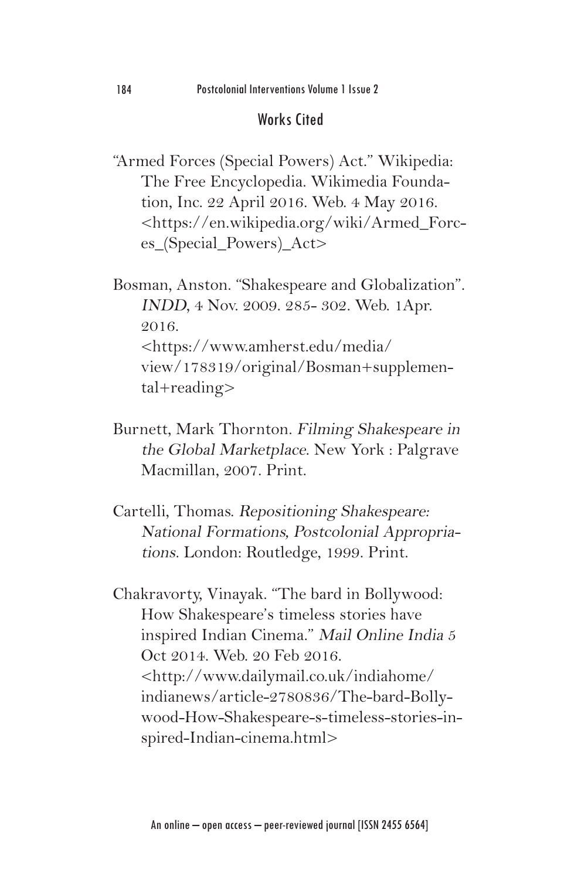## Works Cited

"Armed Forces (Special Powers) Act." Wikipedia: The Free Encyclopedia. Wikimedia Foundation, Inc. 22 April 2016. Web. 4 May 2016. <https://en.wikipedia.org/wiki/Armed_Forces_(Special_Powers)_Act>

Bosman, Anston. "Shakespeare and Globalization". *INDD*, 4 Nov. 2009. 285- 302. Web. 1Apr. 2016. <https://www.amherst.edu/media/view/178319/original/Bosman+supplemental+reading>

Burnett, Mark Thornton. *Filming Shakespeare in the Global Marketplace*. New York : Palgrave Macmillan, 2007. Print.

Cartelli, Thomas. *Repositioning Shakespeare: National Formations, Postcolonial Appropriations*. London: Routledge, 1999. Print.

Chakravorty, Vinayak. "The bard in Bollywood: How Shakespeare's timeless stories have inspired Indian Cinema." *Mail Online India* 5 Oct 2014. Web. 20 Feb 2016. <http://www.dailymail.co.uk/indiahome/indianews/article-2780836/The-bard-Bollywood-How-Shakespeare-s-timeless-stories-inspired-Indian-cinema.html>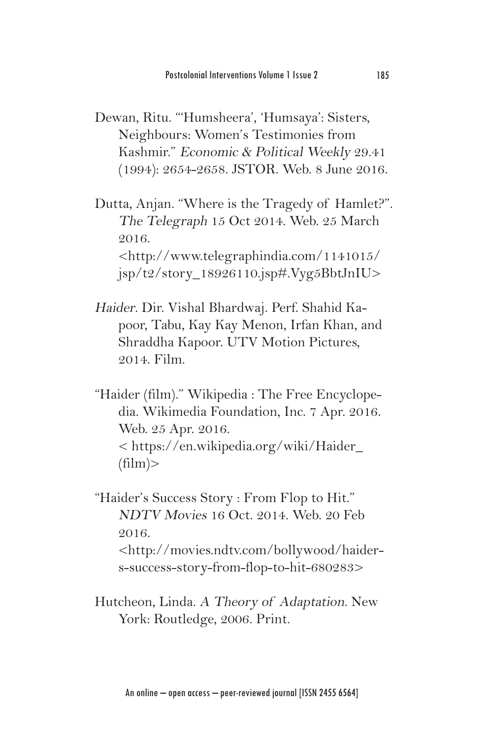Dewan, Ritu. "'Humsheera', 'Humsaya': Sisters, Neighbours: Women's Testimonies from Kashmir." *Economic & Political Weekly* 29.41 (1994): 2654-2658. JSTOR. Web. 8 June 2016.

Dutta, Anjan. "Where is the Tragedy of Hamlet?". *The Telegraph* 15 Oct 2014. Web. 25 March 2016. <http://www.telegraphindia.com/1141015/jsp/t2/story_18926110.jsp#.Vyg5BbtJnIU>

*Haider*. Dir. Vishal Bhardwaj. Perf. Shahid Kapoor, Tabu, Kay Kay Menon, Irfan Khan, and Shraddha Kapoor. UTV Motion Pictures, 2014. Film.

"Haider (film)." Wikipedia : The Free Encyclopedia. Wikimedia Foundation, Inc. 7 Apr. 2016. Web. 25 Apr. 2016. < https://en.wikipedia.org/wiki/Haider_(film)>

"Haider's Success Story : From Flop to Hit." *NDTV Movies* 16 Oct. 2014. Web. 20 Feb 2016. <http://movies.ndtv.com/bollywood/haiders-success-story-from-flop-to-hit-680283>

Hutcheon, Linda. *A Theory of Adaptation*. New York: Routledge, 2006. Print.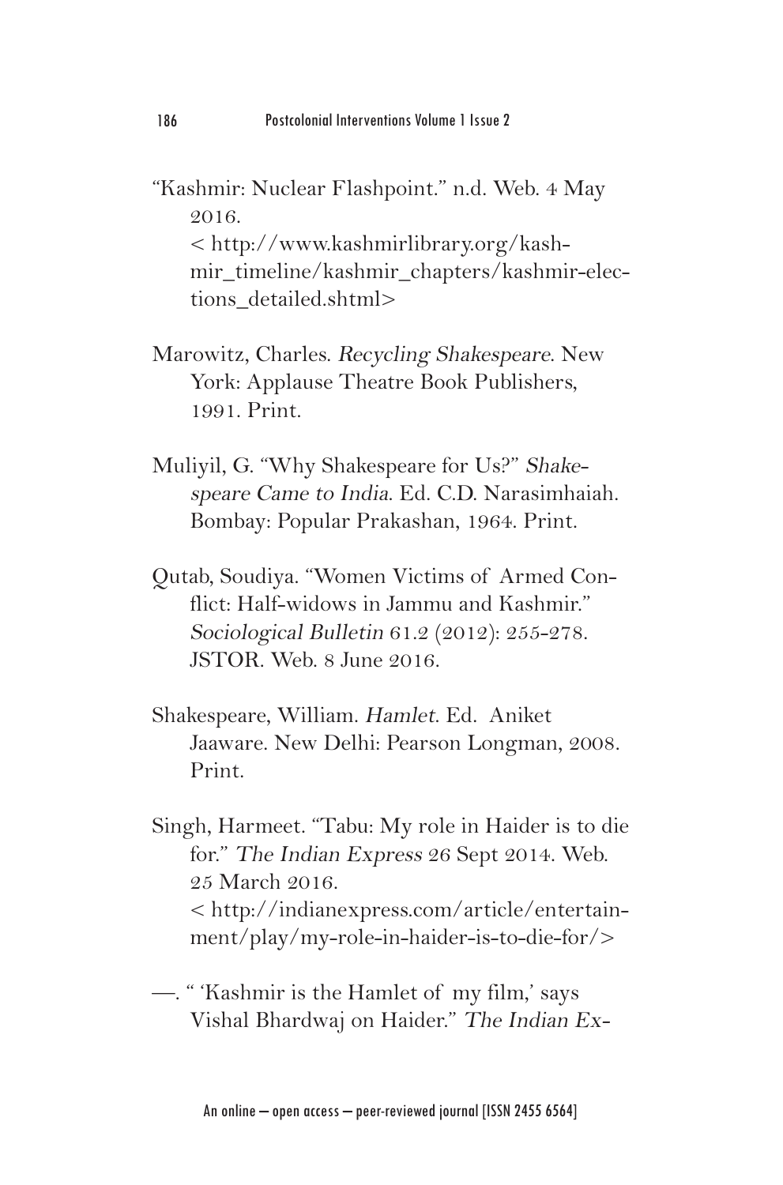"Kashmir: Nuclear Flashpoint." n.d. Web. 4 May 2016. < http://www.kashmirlibrary.org/kashmir_timeline/kashmir_chapters/kashmir-elections_detailed.shtml>

Marowitz, Charles. *Recycling Shakespeare*. New York: Applause Theatre Book Publishers, 1991. Print.

Muliyil, G. "Why Shakespeare for Us?" *Shakespeare Came to India*. Ed. C.D. Narasimhaiah. Bombay: Popular Prakashan, 1964. Print.

Qutab, Soudiya. "Women Victims of Armed Conflict: Half-widows in Jammu and Kashmir." *Sociological Bulletin* 61.2 (2012): 255-278. JSTOR. Web. 8 June 2016.

Shakespeare, William. *Hamlet*. Ed. Aniket Jaaware. New Delhi: Pearson Longman, 2008. Print.

Singh, Harmeet. "Tabu: My role in Haider is to die for." *The Indian Express* 26 Sept 2014. Web. 25 March 2016. < http://indianexpress.com/article/entertainment/play/my-role-in-haider-is-to-die-for/>

—. " 'Kashmir is the Hamlet of my film,' says Vishal Bhardwaj on Haider." *The Indian Ex-*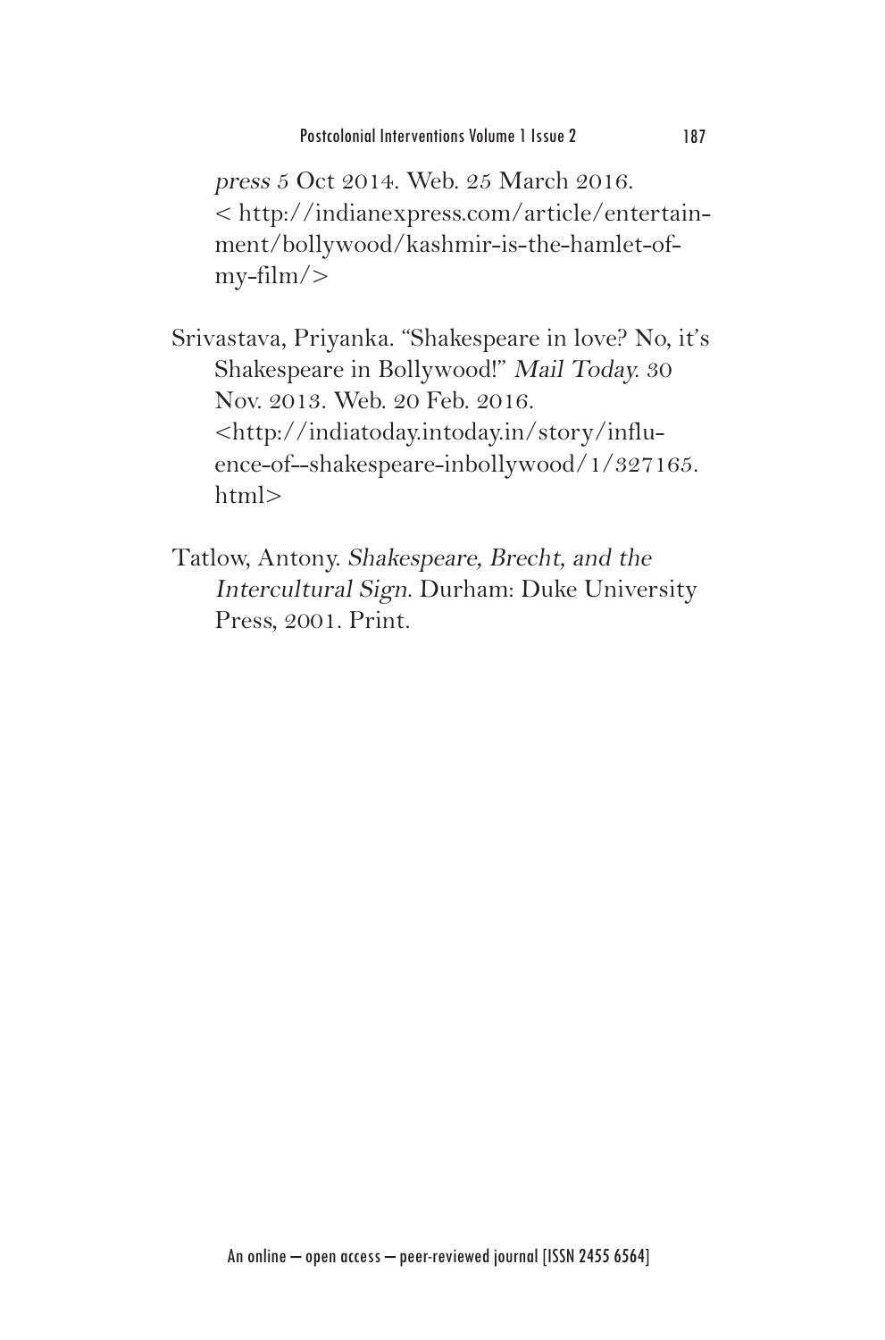*press* 5 Oct 2014. Web. 25 March 2016. < http://indianexpress.com/article/entertainment/bollywood/kashmir-is-the-hamlet-of-my-film/>

Srivastava, Priyanka. "Shakespeare in love? No, it's Shakespeare in Bollywood!" *Mail Today*. 30 Nov. 2013. Web. 20 Feb. 2016. <http://indiatoday.intoday.in/story/influence-of--shakespeare-inbollywood/1/327165.html>

Tatlow, Antony. *Shakespeare, Brecht, and the Intercultural Sign*. Durham: Duke University Press, 2001. Print.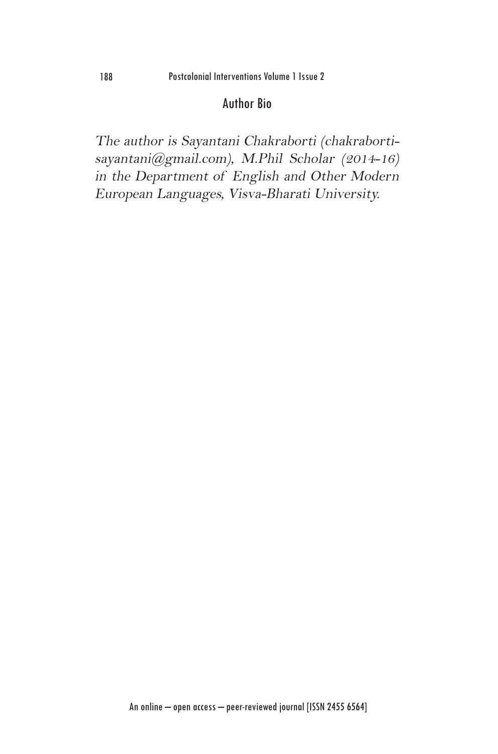## Author Bio

*The author is Sayantani Chakraborti (chakraborti-sayantani@gmail.com), M.Phil Scholar (2014-16) in the Department of English and Other Modern European Languages, Visva-Bharati University.*